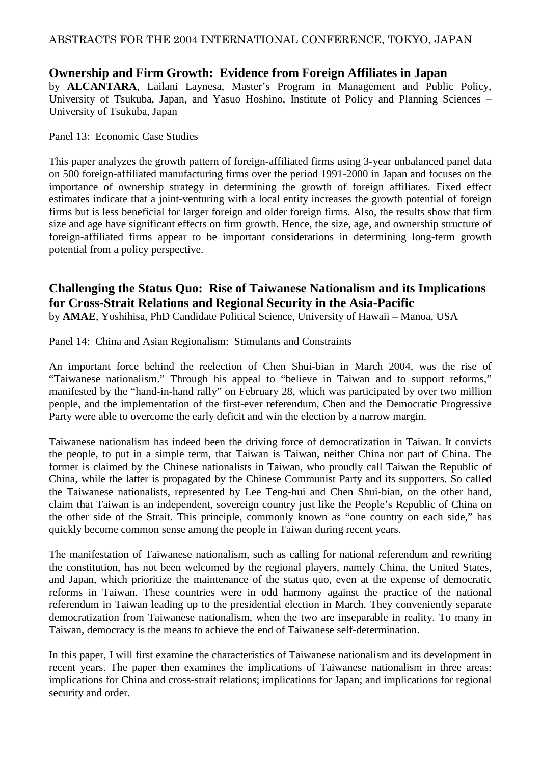## Ownership and Firm Growth: Evidence from Foreign Affiliates in Japan

by **ALCANTARA**, Lailani Laynesa, Master's Program in Management and Public Policy, University of Tsukuba, Japan, and Yasuo Hoshino, Institute of Policy and Planning Sciences – University of Tsukuba, Japan

Panel 13: Economic Case Studies

This paper analyzes the growth pattern of foreign-affiliated firms using 3-year unbalanced panel data on 500 foreign-affiliated manufacturing firms over the period 1991-2000 in Japan and focuses on the importance of ownership strategy in determining the growth of foreign affiliates. Fixed effect estimates indicate that a joint-venturing with a local entity increases the growth potential of foreign firms but is less beneficial for larger foreign and older foreign firms. Also, the results show that firm size and age have significant effects on firm growth. Hence, the size, age, and ownership structure of foreign-affiliated firms appear to be important considerations in determining long-term growth potential from a policy perspective.

## Challenging the Status Quo: Rise of Taiwanese Nationalism and its Implications for Cross-Strait Relations and Regional Security in the Asia-Pacific

by **AMAE**, Yoshihisa, PhD Candidate Political Science, University of Hawaii – Manoa, USA

Panel 14: China and Asian Regionalism: Stimulants and Constraints

An important force behind the reelection of Chen Shui-bian in March 2004, was the rise of "Taiwanese nationalism." Through his appeal to "believe in Taiwan and to support reforms," manifested by the "hand-in-hand rally" on February 28, which was participated by over two million people, and the implementation of the first-ever referendum, Chen and the Democratic Progressive Party were able to overcome the early deficit and win the election by a narrow margin.

Taiwanese nationalism has indeed been the driving force of democratization in Taiwan. It convicts the people, to put in a simple term, that Taiwan is Taiwan, neither China nor part of China. The former is claimed by the Chinese nationalists in Taiwan, who proudly call Taiwan the Republic of China, while the latter is propagated by the Chinese Communist Party and its supporters. So called the Taiwanese nationalists, represented by Lee Teng-hui and Chen Shui-bian, on the other hand, claim that Taiwan is an independent, sovereign country just like the People's Republic of China on the other side of the Strait. This principle, commonly known as "one country on each side," has quickly become common sense among the people in Taiwan during recent years.

The manifestation of Taiwanese nationalism, such as calling for national referendum and rewriting the constitution, has not been welcomed by the regional players, namely China, the United States, and Japan, which prioritize the maintenance of the status quo, even at the expense of democratic reforms in Taiwan. These countries were in odd harmony against the practice of the national referendum in Taiwan leading up to the presidential election in March. They conveniently separate democratization from Taiwanese nationalism, when the two are inseparable in reality. To many in Taiwan, democracy is the means to achieve the end of Taiwanese self-determination.

In this paper, I will first examine the characteristics of Taiwanese nationalism and its development in recent years. The paper then examines the implications of Taiwanese nationalism in three areas: implications for China and cross-strait relations; implications for Japan; and implications for regional security and order.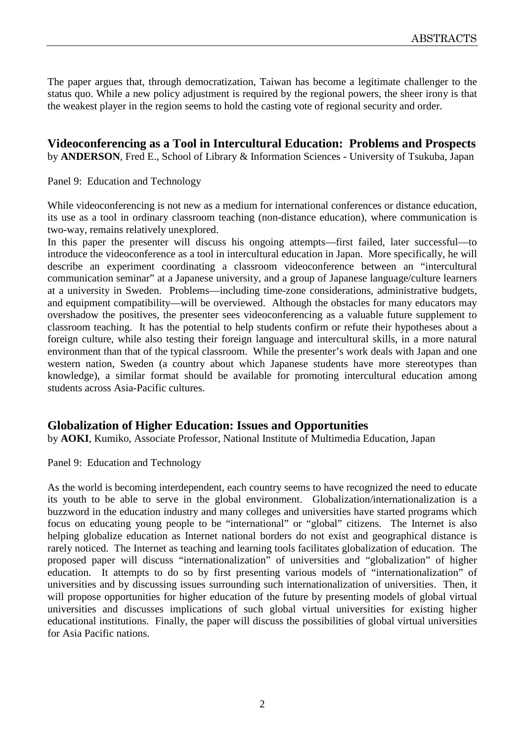The paper argues that, through democratization, Taiwan has become a legitimate challenger to the status quo. While a new policy adjustment is required by the regional powers, the sheer irony is that the weakest player in the region seems to hold the casting vote of regional security and order.

## Videoconferencing as a Tool in Intercultural Education: Problems and Prospects

by **ANDERSON**, Fred E., School of Library & Information Sciences - University of Tsukuba, Japan

Panel 9: Education and Technology

While videoconferencing is not new as a medium for international conferences or distance education, its use as a tool in ordinary classroom teaching (non-distance education), where communication is two-way, remains relatively unexplored.

In this paper the presenter will discuss his ongoing attempts—first failed, later successful—to introduce the videoconference as a tool in intercultural education in Japan. More specifically, he will describe an experiment coordinating a classroom videoconference between an "intercultural communication seminar" at a Japanese university, and a group of Japanese language/culture learners at a university in Sweden. Problems—including time-zone considerations, administrative budgets, and equipment compatibility—will be overviewed. Although the obstacles for many educators may overshadow the positives, the presenter sees videoconferencing as a valuable future supplement to classroom teaching. It has the potential to help students confirm or refute their hypotheses about a foreign culture, while also testing their foreign language and intercultural skills, in a more natural environment than that of the typical classroom. While the presenter's work deals with Japan and one western nation, Sweden (a country about which Japanese students have more stereotypes than knowledge), a similar format should be available for promoting intercultural education among students across Asia-Pacific cultures.

## Globalization of Higher Education: Issues and Opportunities

by **AOKI**, Kumiko, Associate Professor, National Institute of Multimedia Education, Japan

Panel 9: Education and Technology

As the world is becoming interdependent, each country seems to have recognized the need to educate its youth to be able to serve in the global environment. Globalization/internationalization is a buzzword in the education industry and many colleges and universities have started programs which focus on educating young people to be "international" or "global" citizens. The Internet is also helping globalize education as Internet national borders do not exist and geographical distance is rarely noticed. The Internet as teaching and learning tools facilitates globalization of education. The proposed paper will discuss "internationalization" of universities and "globalization" of higher education. It attempts to do so by first presenting various models of "internationalization" of universities and by discussing issues surrounding such internationalization of universities. Then, it will propose opportunities for higher education of the future by presenting models of global virtual universities and discusses implications of such global virtual universities for existing higher educational institutions. Finally, the paper will discuss the possibilities of global virtual universities for Asia Pacific nations.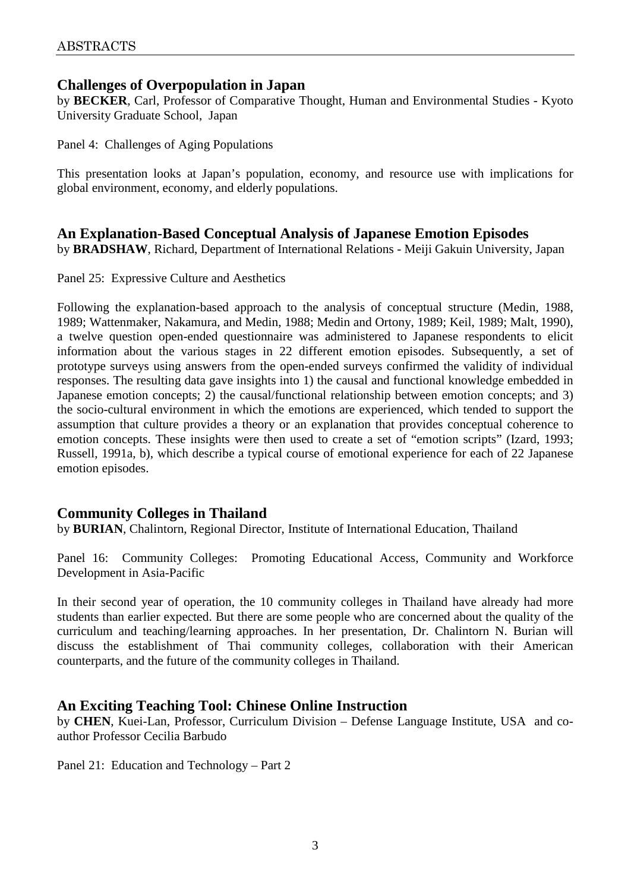## Challenges of Overpopulation in Japan

by **BECKER**, Carl, Professor of Comparative Thought, Human and Environmental Studies - Kyoto University Graduate School, Japan

Panel 4: Challenges of Aging Populations

This presentation looks at Japan's population, economy, and resource use with implications for global environment, economy, and elderly populations.

## An Explanation-Based Conceptual Analysis of Japanese Emotion Episodes

by **BRADSHAW**, Richard, Department of International Relations - Meiji Gakuin University, Japan

Panel 25: Expressive Culture and Aesthetics

Following the explanation-based approach to the analysis of conceptual structure (Medin, 1988, 1989; Wattenmaker, Nakamura, and Medin, 1988; Medin and Ortony, 1989; Keil, 1989; Malt, 1990), a twelve question open-ended questionnaire was administered to Japanese respondents to elicit information about the various stages in 22 different emotion episodes. Subsequently, a set of prototype surveys using answers from the open-ended surveys confirmed the validity of individual responses. The resulting data gave insights into 1) the causal and functional knowledge embedded in Japanese emotion concepts; 2) the causal/functional relationship between emotion concepts; and 3) the socio-cultural environment in which the emotions are experienced, which tended to support the assumption that culture provides a theory or an explanation that provides conceptual coherence to emotion concepts. These insights were then used to create a set of "emotion scripts" (Izard, 1993; Russell, 1991a, b), which describe a typical course of emotional experience for each of 22 Japanese emotion episodes.

## Community Colleges in Thailand

by **BURIAN**, Chalintorn, Regional Director, Institute of International Education, Thailand

Panel 16: Community Colleges: Promoting Educational Access, Community and Workforce Development in Asia-Pacific

In their second year of operation, the 10 community colleges in Thailand have already had more students than earlier expected. But there are some people who are concerned about the quality of the curriculum and teaching/learning approaches. In her presentation, Dr. Chalintorn N. Burian will discuss the establishment of Thai community colleges, collaboration with their American counterparts, and the future of the community colleges in Thailand.

## An Exciting Teaching Tool: Chinese Online Instruction

by **CHEN**, Kuei-Lan, Professor, Curriculum Division – Defense Language Institute, USA and co-author Professor Cecilia Barbudo

Panel 21: Education and Technology – Part 2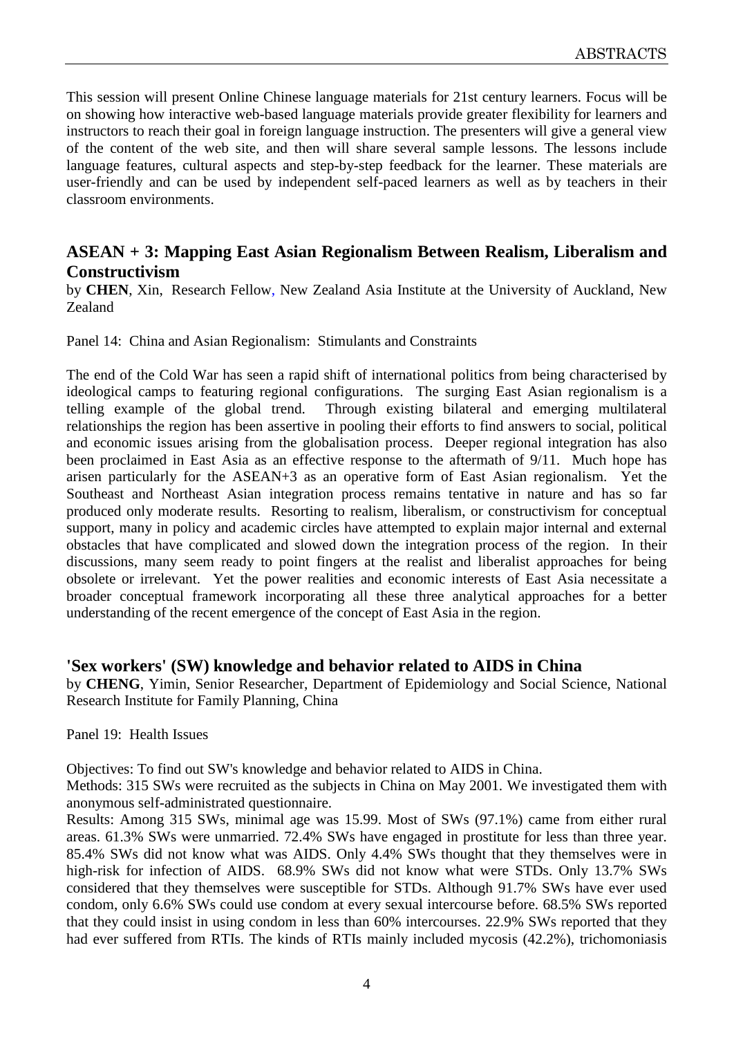This session will present Online Chinese language materials for 21st century learners. Focus will be on showing how interactive web-based language materials provide greater flexibility for learners and instructors to reach their goal in foreign language instruction. The presenters will give a general view of the content of the web site, and then will share several sample lessons. The lessons include language features, cultural aspects and step-by-step feedback for the learner. These materials are user-friendly and can be used by independent self-paced learners as well as by teachers in their classroom environments.

## ASEAN + 3: Mapping East Asian Regionalism Between Realism, Liberalism and Constructivism

by **CHEN**, Xin, Research Fellow, New Zealand Asia Institute at the University of Auckland, New Zealand

Panel 14: China and Asian Regionalism: Stimulants and Constraints

The end of the Cold War has seen a rapid shift of international politics from being characterised by ideological camps to featuring regional configurations. The surging East Asian regionalism is a telling example of the global trend. Through existing bilateral and emerging multilateral relationships the region has been assertive in pooling their efforts to find answers to social, political and economic issues arising from the globalisation process. Deeper regional integration has also been proclaimed in East Asia as an effective response to the aftermath of 9/11. Much hope has arisen particularly for the ASEAN+3 as an operative form of East Asian regionalism. Yet the Southeast and Northeast Asian integration process remains tentative in nature and has so far produced only moderate results. Resorting to realism, liberalism, or constructivism for conceptual support, many in policy and academic circles have attempted to explain major internal and external obstacles that have complicated and slowed down the integration process of the region. In their discussions, many seem ready to point fingers at the realist and liberalist approaches for being obsolete or irrelevant. Yet the power realities and economic interests of East Asia necessitate a broader conceptual framework incorporating all these three analytical approaches for a better understanding of the recent emergence of the concept of East Asia in the region.

## 'Sex workers' (SW) knowledge and behavior related to AIDS in China

by **CHENG**, Yimin, Senior Researcher, Department of Epidemiology and Social Science, National Research Institute for Family Planning, China

Panel 19: Health Issues

Objectives: To find out SW's knowledge and behavior related to AIDS in China.
Methods: 315 SWs were recruited as the subjects in China on May 2001. We investigated them with anonymous self-administrated questionnaire.
Results: Among 315 SWs, minimal age was 15.99. Most of SWs (97.1%) came from either rural areas. 61.3% SWs were unmarried. 72.4% SWs have engaged in prostitute for less than three year. 85.4% SWs did not know what was AIDS. Only 4.4% SWs thought that they themselves were in high-risk for infection of AIDS. 68.9% SWs did not know what were STDs. Only 13.7% SWs considered that they themselves were susceptible for STDs. Although 91.7% SWs have ever used condom, only 6.6% SWs could use condom at every sexual intercourse before. 68.5% SWs reported that they could insist in using condom in less than 60% intercourses. 22.9% SWs reported that they had ever suffered from RTIs. The kinds of RTIs mainly included mycosis (42.2%), trichomoniasis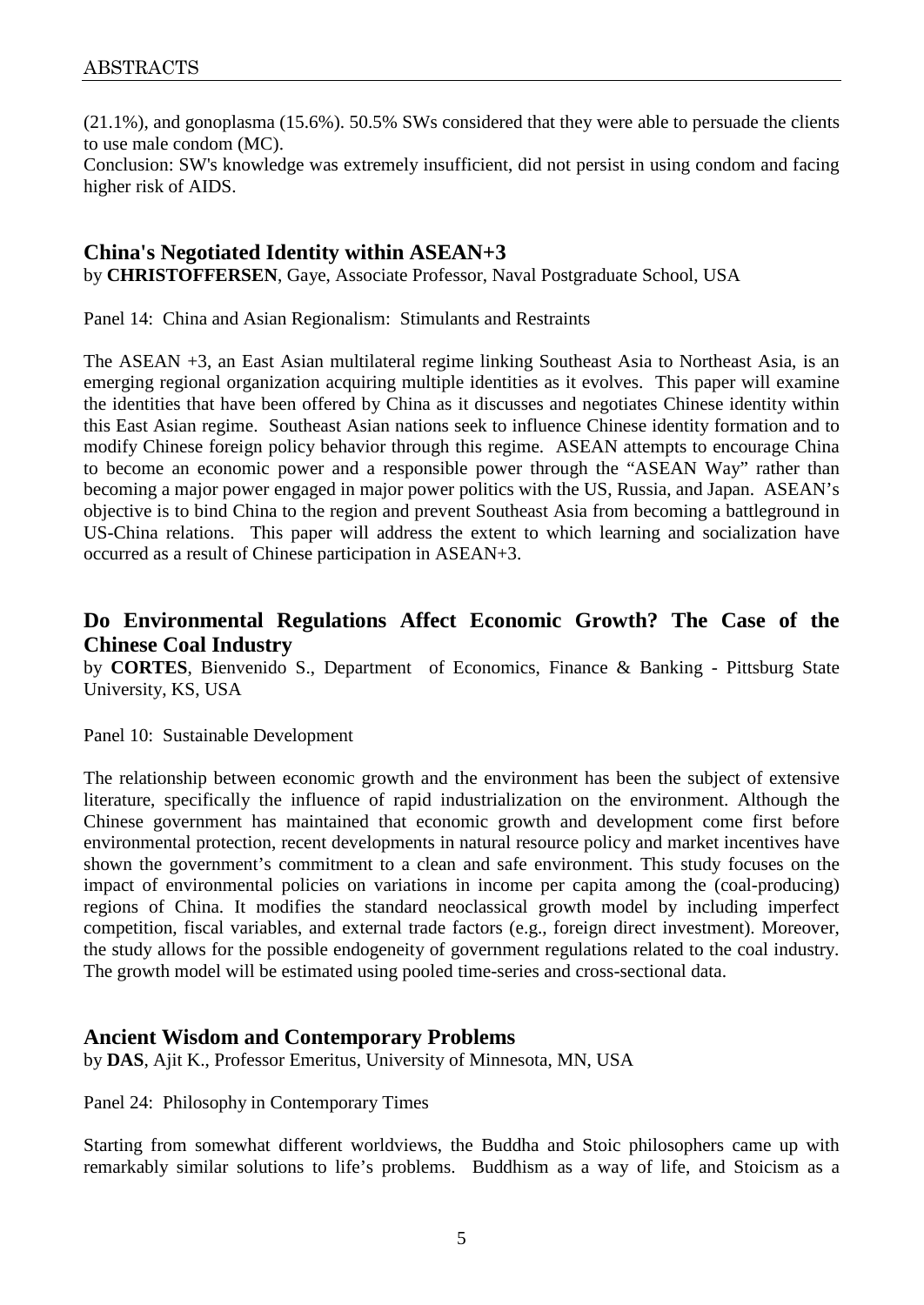(21.1%), and gonoplasma (15.6%). 50.5% SWs considered that they were able to persuade the clients to use male condom (MC).

Conclusion: SW's knowledge was extremely insufficient, did not persist in using condom and facing higher risk of AIDS.

## China's Negotiated Identity within ASEAN+3

by **CHRISTOFFERSEN**, Gaye, Associate Professor, Naval Postgraduate School, USA

Panel 14: China and Asian Regionalism: Stimulants and Restraints

The ASEAN +3, an East Asian multilateral regime linking Southeast Asia to Northeast Asia, is an emerging regional organization acquiring multiple identities as it evolves. This paper will examine the identities that have been offered by China as it discusses and negotiates Chinese identity within this East Asian regime. Southeast Asian nations seek to influence Chinese identity formation and to modify Chinese foreign policy behavior through this regime. ASEAN attempts to encourage China to become an economic power and a responsible power through the "ASEAN Way" rather than becoming a major power engaged in major power politics with the US, Russia, and Japan. ASEAN's objective is to bind China to the region and prevent Southeast Asia from becoming a battleground in US-China relations. This paper will address the extent to which learning and socialization have occurred as a result of Chinese participation in ASEAN+3.

## Do Environmental Regulations Affect Economic Growth? The Case of the Chinese Coal Industry

by **CORTES**, Bienvenido S., Department of Economics, Finance & Banking - Pittsburg State University, KS, USA

Panel 10: Sustainable Development

The relationship between economic growth and the environment has been the subject of extensive literature, specifically the influence of rapid industrialization on the environment. Although the Chinese government has maintained that economic growth and development come first before environmental protection, recent developments in natural resource policy and market incentives have shown the government's commitment to a clean and safe environment. This study focuses on the impact of environmental policies on variations in income per capita among the (coal-producing) regions of China. It modifies the standard neoclassical growth model by including imperfect competition, fiscal variables, and external trade factors (e.g., foreign direct investment). Moreover, the study allows for the possible endogeneity of government regulations related to the coal industry. The growth model will be estimated using pooled time-series and cross-sectional data.

## Ancient Wisdom and Contemporary Problems

by **DAS**, Ajit K., Professor Emeritus, University of Minnesota, MN, USA

Panel 24: Philosophy in Contemporary Times

Starting from somewhat different worldviews, the Buddha and Stoic philosophers came up with remarkably similar solutions to life's problems. Buddhism as a way of life, and Stoicism as a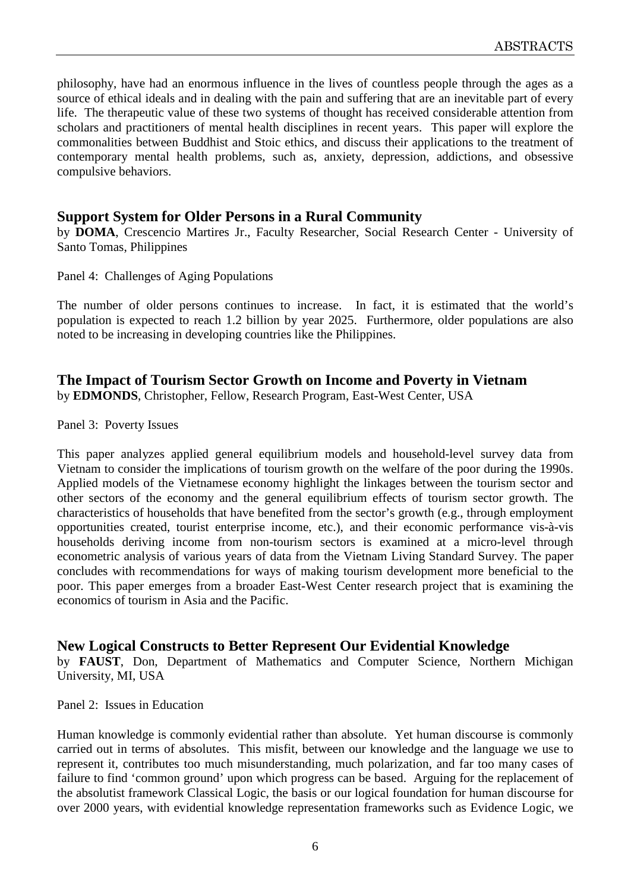philosophy, have had an enormous influence in the lives of countless people through the ages as a source of ethical ideals and in dealing with the pain and suffering that are an inevitable part of every life. The therapeutic value of these two systems of thought has received considerable attention from scholars and practitioners of mental health disciplines in recent years. This paper will explore the commonalities between Buddhist and Stoic ethics, and discuss their applications to the treatment of contemporary mental health problems, such as, anxiety, depression, addictions, and obsessive compulsive behaviors.

## Support System for Older Persons in a Rural Community

by **DOMA**, Crescencio Martires Jr., Faculty Researcher, Social Research Center - University of Santo Tomas, Philippines

Panel 4: Challenges of Aging Populations

The number of older persons continues to increase. In fact, it is estimated that the world's population is expected to reach 1.2 billion by year 2025. Furthermore, older populations are also noted to be increasing in developing countries like the Philippines.

## The Impact of Tourism Sector Growth on Income and Poverty in Vietnam

by **EDMONDS**, Christopher, Fellow, Research Program, East-West Center, USA

Panel 3: Poverty Issues

This paper analyzes applied general equilibrium models and household-level survey data from Vietnam to consider the implications of tourism growth on the welfare of the poor during the 1990s. Applied models of the Vietnamese economy highlight the linkages between the tourism sector and other sectors of the economy and the general equilibrium effects of tourism sector growth. The characteristics of households that have benefited from the sector's growth (e.g., through employment opportunities created, tourist enterprise income, etc.), and their economic performance vis-à-vis households deriving income from non-tourism sectors is examined at a micro-level through econometric analysis of various years of data from the Vietnam Living Standard Survey. The paper concludes with recommendations for ways of making tourism development more beneficial to the poor. This paper emerges from a broader East-West Center research project that is examining the economics of tourism in Asia and the Pacific.

## New Logical Constructs to Better Represent Our Evidential Knowledge

by **FAUST**, Don, Department of Mathematics and Computer Science, Northern Michigan University, MI, USA

Panel 2: Issues in Education

Human knowledge is commonly evidential rather than absolute. Yet human discourse is commonly carried out in terms of absolutes. This misfit, between our knowledge and the language we use to represent it, contributes too much misunderstanding, much polarization, and far too many cases of failure to find 'common ground' upon which progress can be based. Arguing for the replacement of the absolutist framework Classical Logic, the basis or our logical foundation for human discourse for over 2000 years, with evidential knowledge representation frameworks such as Evidence Logic, we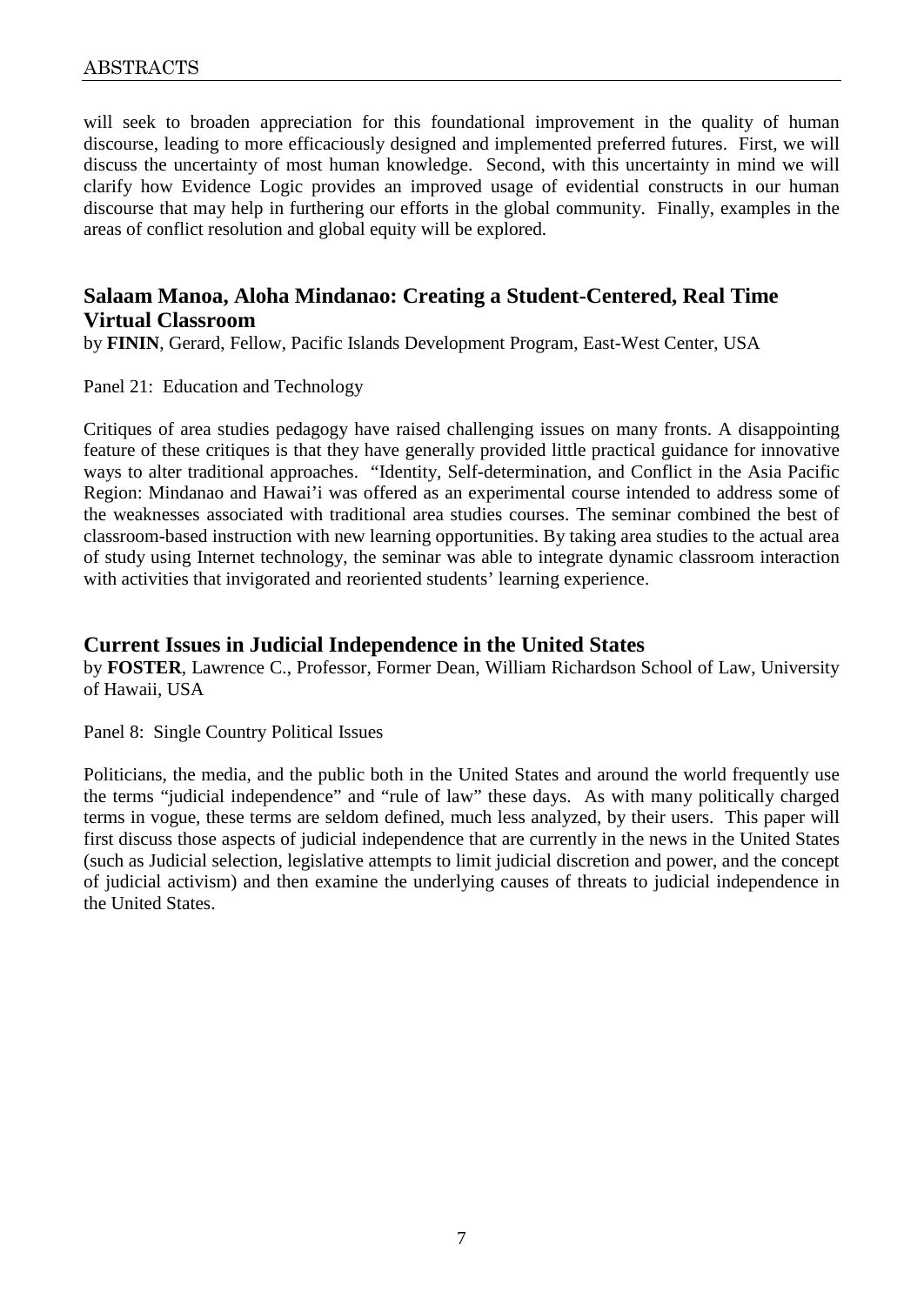will seek to broaden appreciation for this foundational improvement in the quality of human discourse, leading to more efficaciously designed and implemented preferred futures. First, we will discuss the uncertainty of most human knowledge. Second, with this uncertainty in mind we will clarify how Evidence Logic provides an improved usage of evidential constructs in our human discourse that may help in furthering our efforts in the global community. Finally, examples in the areas of conflict resolution and global equity will be explored.

## Salaam Manoa, Aloha Mindanao: Creating a Student-Centered, Real Time Virtual Classroom

by **FININ**, Gerard, Fellow, Pacific Islands Development Program, East-West Center, USA

Panel 21: Education and Technology

Critiques of area studies pedagogy have raised challenging issues on many fronts. A disappointing feature of these critiques is that they have generally provided little practical guidance for innovative ways to alter traditional approaches. "Identity, Self-determination, and Conflict in the Asia Pacific Region: Mindanao and Hawai'i was offered as an experimental course intended to address some of the weaknesses associated with traditional area studies courses. The seminar combined the best of classroom-based instruction with new learning opportunities. By taking area studies to the actual area of study using Internet technology, the seminar was able to integrate dynamic classroom interaction with activities that invigorated and reoriented students' learning experience.

## Current Issues in Judicial Independence in the United States

by **FOSTER**, Lawrence C., Professor, Former Dean, William Richardson School of Law, University of Hawaii, USA

Panel 8: Single Country Political Issues

Politicians, the media, and the public both in the United States and around the world frequently use the terms "judicial independence" and "rule of law" these days. As with many politically charged terms in vogue, these terms are seldom defined, much less analyzed, by their users. This paper will first discuss those aspects of judicial independence that are currently in the news in the United States (such as Judicial selection, legislative attempts to limit judicial discretion and power, and the concept of judicial activism) and then examine the underlying causes of threats to judicial independence in the United States.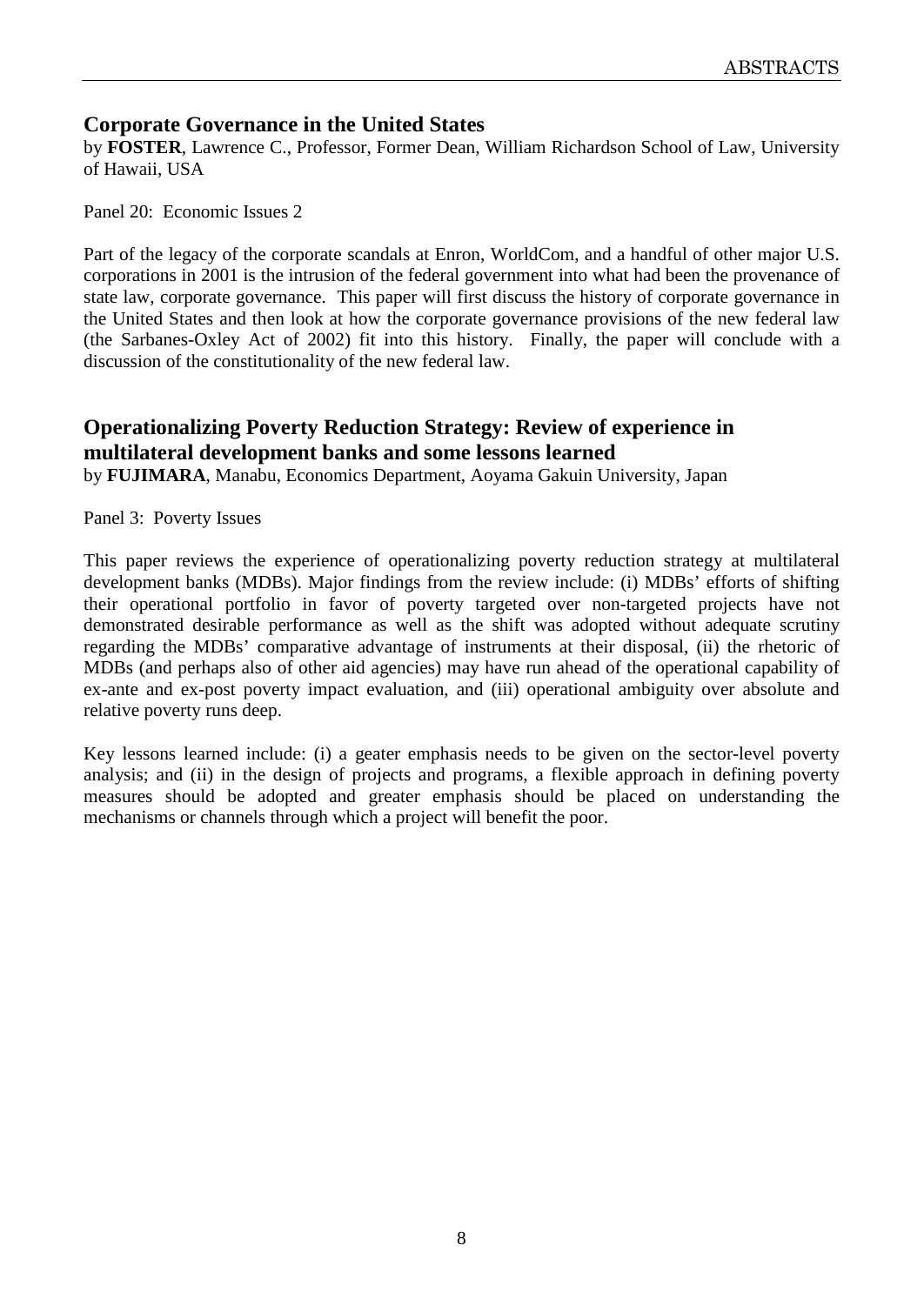## Corporate Governance in the United States

by **FOSTER**, Lawrence C., Professor, Former Dean, William Richardson School of Law, University of Hawaii, USA

Panel 20: Economic Issues 2

Part of the legacy of the corporate scandals at Enron, WorldCom, and a handful of other major U.S. corporations in 2001 is the intrusion of the federal government into what had been the provenance of state law, corporate governance. This paper will first discuss the history of corporate governance in the United States and then look at how the corporate governance provisions of the new federal law (the Sarbanes-Oxley Act of 2002) fit into this history. Finally, the paper will conclude with a discussion of the constitutionality of the new federal law.

## Operationalizing Poverty Reduction Strategy: Review of experience in multilateral development banks and some lessons learned

by **FUJIMARA**, Manabu, Economics Department, Aoyama Gakuin University, Japan

Panel 3: Poverty Issues

This paper reviews the experience of operationalizing poverty reduction strategy at multilateral development banks (MDBs). Major findings from the review include: (i) MDBs' efforts of shifting their operational portfolio in favor of poverty targeted over non-targeted projects have not demonstrated desirable performance as well as the shift was adopted without adequate scrutiny regarding the MDBs' comparative advantage of instruments at their disposal, (ii) the rhetoric of MDBs (and perhaps also of other aid agencies) may have run ahead of the operational capability of ex-ante and ex-post poverty impact evaluation, and (iii) operational ambiguity over absolute and relative poverty runs deep.

Key lessons learned include: (i) a geater emphasis needs to be given on the sector-level poverty analysis; and (ii) in the design of projects and programs, a flexible approach in defining poverty measures should be adopted and greater emphasis should be placed on understanding the mechanisms or channels through which a project will benefit the poor.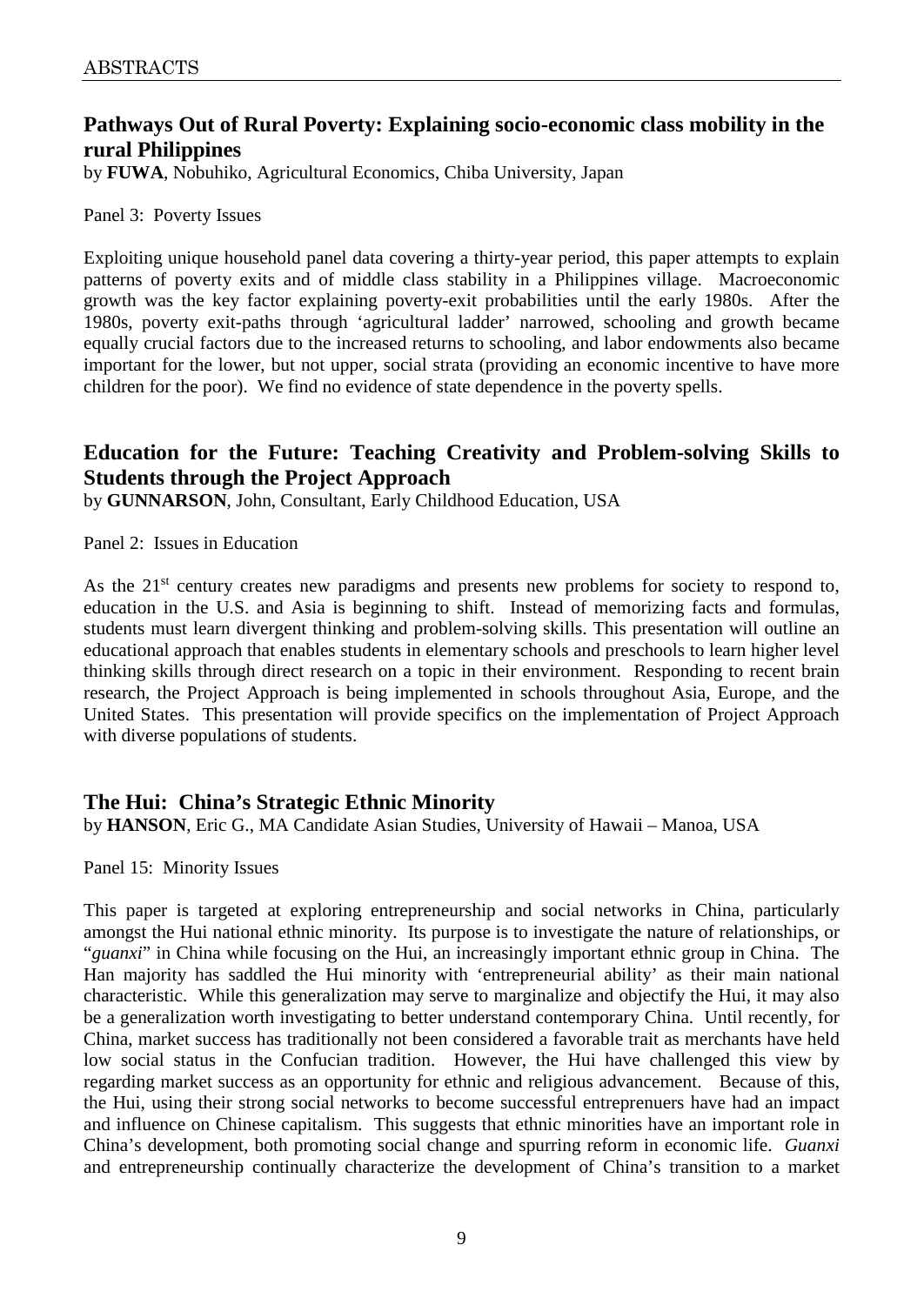## Pathways Out of Rural Poverty: Explaining socio-economic class mobility in the rural Philippines

by **FUWA**, Nobuhiko, Agricultural Economics, Chiba University, Japan

Panel 3: Poverty Issues

Exploiting unique household panel data covering a thirty-year period, this paper attempts to explain patterns of poverty exits and of middle class stability in a Philippines village. Macroeconomic growth was the key factor explaining poverty-exit probabilities until the early 1980s. After the 1980s, poverty exit-paths through 'agricultural ladder' narrowed, schooling and growth became equally crucial factors due to the increased returns to schooling, and labor endowments also became important for the lower, but not upper, social strata (providing an economic incentive to have more children for the poor). We find no evidence of state dependence in the poverty spells.

## Education for the Future: Teaching Creativity and Problem-solving Skills to Students through the Project Approach

by **GUNNARSON**, John, Consultant, Early Childhood Education, USA

Panel 2: Issues in Education

As the 21st century creates new paradigms and presents new problems for society to respond to, education in the U.S. and Asia is beginning to shift. Instead of memorizing facts and formulas, students must learn divergent thinking and problem-solving skills. This presentation will outline an educational approach that enables students in elementary schools and preschools to learn higher level thinking skills through direct research on a topic in their environment. Responding to recent brain research, the Project Approach is being implemented in schools throughout Asia, Europe, and the United States. This presentation will provide specifics on the implementation of Project Approach with diverse populations of students.

## The Hui: China's Strategic Ethnic Minority

by **HANSON**, Eric G., MA Candidate Asian Studies, University of Hawaii – Manoa, USA

Panel 15: Minority Issues

This paper is targeted at exploring entrepreneurship and social networks in China, particularly amongst the Hui national ethnic minority. Its purpose is to investigate the nature of relationships, or "*guanxi*" in China while focusing on the Hui, an increasingly important ethnic group in China. The Han majority has saddled the Hui minority with 'entrepreneurial ability' as their main national characteristic. While this generalization may serve to marginalize and objectify the Hui, it may also be a generalization worth investigating to better understand contemporary China. Until recently, for China, market success has traditionally not been considered a favorable trait as merchants have held low social status in the Confucian tradition. However, the Hui have challenged this view by regarding market success as an opportunity for ethnic and religious advancement. Because of this, the Hui, using their strong social networks to become successful entreprenuers have had an impact and influence on Chinese capitalism. This suggests that ethnic minorities have an important role in China's development, both promoting social change and spurring reform in economic life. *Guanxi* and entrepreneurship continually characterize the development of China's transition to a market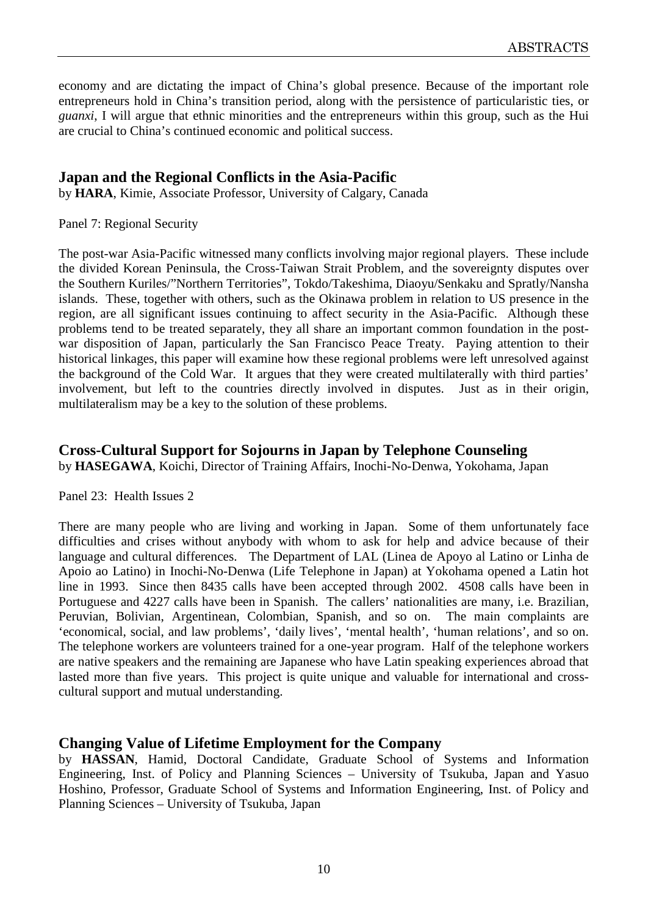economy and are dictating the impact of China's global presence. Because of the important role entrepreneurs hold in China's transition period, along with the persistence of particularistic ties, or *guanxi*, I will argue that ethnic minorities and the entrepreneurs within this group, such as the Hui are crucial to China's continued economic and political success.

## Japan and the Regional Conflicts in the Asia-Pacific

by **HARA**, Kimie, Associate Professor, University of Calgary, Canada

Panel 7: Regional Security

The post-war Asia-Pacific witnessed many conflicts involving major regional players. These include the divided Korean Peninsula, the Cross-Taiwan Strait Problem, and the sovereignty disputes over the Southern Kuriles/"Northern Territories", Tokdo/Takeshima, Diaoyu/Senkaku and Spratly/Nansha islands. These, together with others, such as the Okinawa problem in relation to US presence in the region, are all significant issues continuing to affect security in the Asia-Pacific. Although these problems tend to be treated separately, they all share an important common foundation in the post-war disposition of Japan, particularly the San Francisco Peace Treaty. Paying attention to their historical linkages, this paper will examine how these regional problems were left unresolved against the background of the Cold War. It argues that they were created multilaterally with third parties' involvement, but left to the countries directly involved in disputes. Just as in their origin, multilateralism may be a key to the solution of these problems.

## Cross-Cultural Support for Sojourns in Japan by Telephone Counseling

by **HASEGAWA**, Koichi, Director of Training Affairs, Inochi-No-Denwa, Yokohama, Japan

Panel 23: Health Issues 2

There are many people who are living and working in Japan. Some of them unfortunately face difficulties and crises without anybody with whom to ask for help and advice because of their language and cultural differences. The Department of LAL (Linea de Apoyo al Latino or Linha de Apoio ao Latino) in Inochi-No-Denwa (Life Telephone in Japan) at Yokohama opened a Latin hot line in 1993. Since then 8435 calls have been accepted through 2002. 4508 calls have been in Portuguese and 4227 calls have been in Spanish. The callers' nationalities are many, i.e. Brazilian, Peruvian, Bolivian, Argentinean, Colombian, Spanish, and so on. The main complaints are 'economical, social, and law problems', 'daily lives', 'mental health', 'human relations', and so on. The telephone workers are volunteers trained for a one-year program. Half of the telephone workers are native speakers and the remaining are Japanese who have Latin speaking experiences abroad that lasted more than five years. This project is quite unique and valuable for international and cross-cultural support and mutual understanding.

## Changing Value of Lifetime Employment for the Company

by **HASSAN**, Hamid, Doctoral Candidate, Graduate School of Systems and Information Engineering, Inst. of Policy and Planning Sciences – University of Tsukuba, Japan and Yasuo Hoshino, Professor, Graduate School of Systems and Information Engineering, Inst. of Policy and Planning Sciences – University of Tsukuba, Japan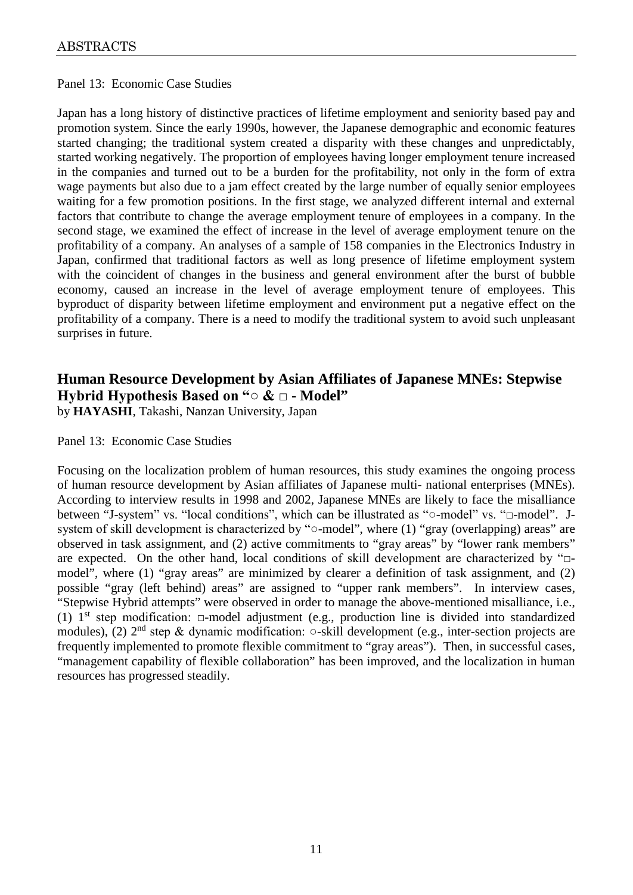Panel 13: Economic Case Studies

Japan has a long history of distinctive practices of lifetime employment and seniority based pay and promotion system. Since the early 1990s, however, the Japanese demographic and economic features started changing; the traditional system created a disparity with these changes and unpredictably, started working negatively. The proportion of employees having longer employment tenure increased in the companies and turned out to be a burden for the profitability, not only in the form of extra wage payments but also due to a jam effect created by the large number of equally senior employees waiting for a few promotion positions. In the first stage, we analyzed different internal and external factors that contribute to change the average employment tenure of employees in a company. In the second stage, we examined the effect of increase in the level of average employment tenure on the profitability of a company. An analyses of a sample of 158 companies in the Electronics Industry in Japan, confirmed that traditional factors as well as long presence of lifetime employment system with the coincident of changes in the business and general environment after the burst of bubble economy, caused an increase in the level of average employment tenure of employees. This byproduct of disparity between lifetime employment and environment put a negative effect on the profitability of a company. There is a need to modify the traditional system to avoid such unpleasant surprises in future.

## Human Resource Development by Asian Affiliates of Japanese MNEs: Stepwise Hybrid Hypothesis Based on "○ & □ - Model"

by **HAYASHI**, Takashi, Nanzan University, Japan

Panel 13: Economic Case Studies

Focusing on the localization problem of human resources, this study examines the ongoing process of human resource development by Asian affiliates of Japanese multi- national enterprises (MNEs). According to interview results in 1998 and 2002, Japanese MNEs are likely to face the misalliance between "J-system" vs. "local conditions", which can be illustrated as "○-model" vs. "□-model". J-system of skill development is characterized by "○-model", where (1) "gray (overlapping) areas" are observed in task assignment, and (2) active commitments to "gray areas" by "lower rank members" are expected. On the other hand, local conditions of skill development are characterized by "□-model", where (1) "gray areas" are minimized by clearer a definition of task assignment, and (2) possible "gray (left behind) areas" are assigned to "upper rank members". In interview cases, "Stepwise Hybrid attempts" were observed in order to manage the above-mentioned misalliance, i.e., (1) 1st step modification: □-model adjustment (e.g., production line is divided into standardized modules), (2) 2nd step & dynamic modification: ○-skill development (e.g., inter-section projects are frequently implemented to promote flexible commitment to "gray areas"). Then, in successful cases, "management capability of flexible collaboration" has been improved, and the localization in human resources has progressed steadily.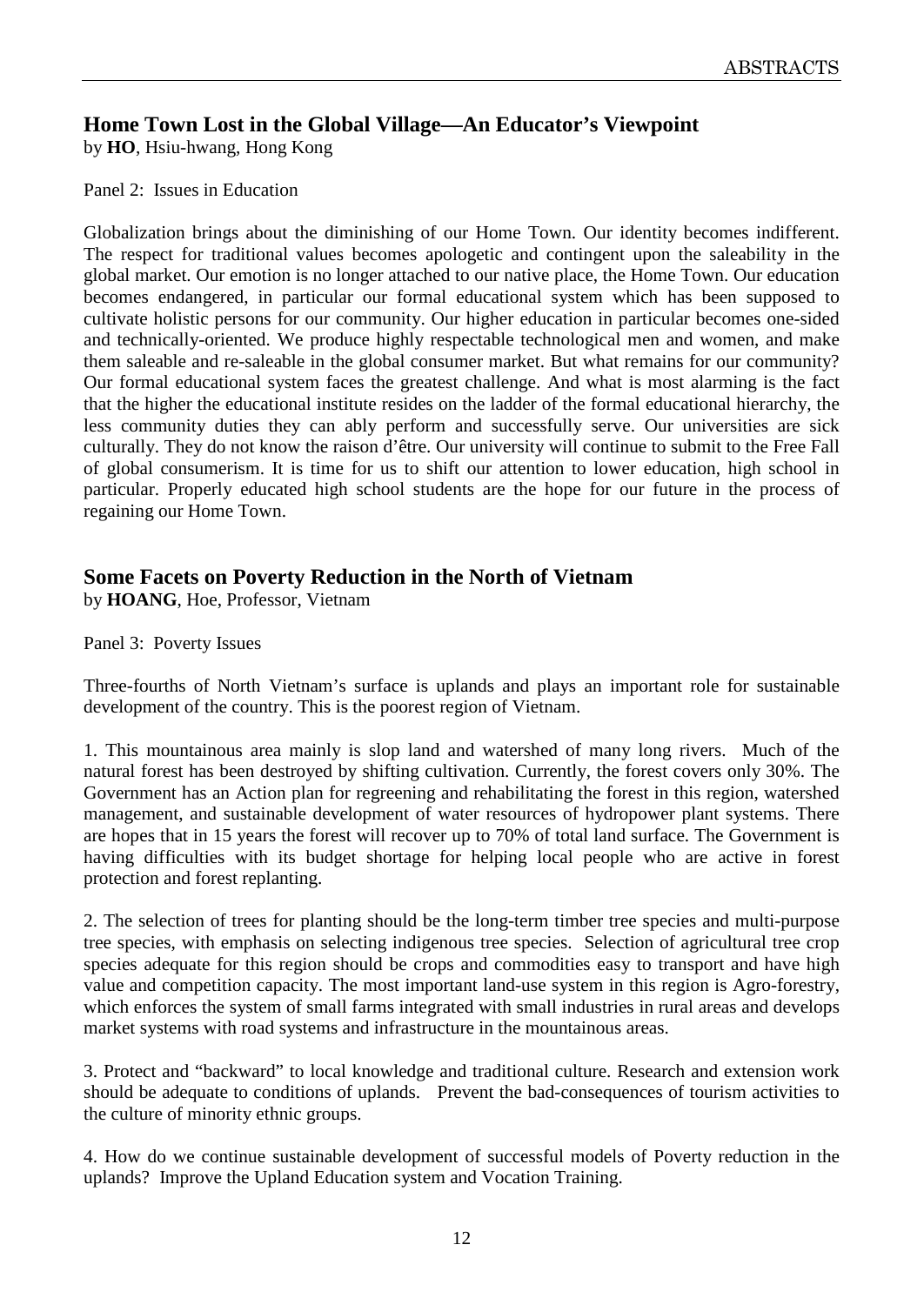## Home Town Lost in the Global Village—An Educator's Viewpoint

by **HO**, Hsiu-hwang, Hong Kong

Panel 2: Issues in Education

Globalization brings about the diminishing of our Home Town. Our identity becomes indifferent. The respect for traditional values becomes apologetic and contingent upon the saleability in the global market. Our emotion is no longer attached to our native place, the Home Town. Our education becomes endangered, in particular our formal educational system which has been supposed to cultivate holistic persons for our community. Our higher education in particular becomes one-sided and technically-oriented. We produce highly respectable technological men and women, and make them saleable and re-saleable in the global consumer market. But what remains for our community? Our formal educational system faces the greatest challenge. And what is most alarming is the fact that the higher the educational institute resides on the ladder of the formal educational hierarchy, the less community duties they can ably perform and successfully serve. Our universities are sick culturally. They do not know the raison d'être. Our university will continue to submit to the Free Fall of global consumerism. It is time for us to shift our attention to lower education, high school in particular. Properly educated high school students are the hope for our future in the process of regaining our Home Town.

## Some Facets on Poverty Reduction in the North of Vietnam

by **HOANG**, Hoe, Professor, Vietnam

Panel 3: Poverty Issues

Three-fourths of North Vietnam's surface is uplands and plays an important role for sustainable development of the country. This is the poorest region of Vietnam.

1. This mountainous area mainly is slop land and watershed of many long rivers. Much of the natural forest has been destroyed by shifting cultivation. Currently, the forest covers only 30%. The Government has an Action plan for regreening and rehabilitating the forest in this region, watershed management, and sustainable development of water resources of hydropower plant systems. There are hopes that in 15 years the forest will recover up to 70% of total land surface. The Government is having difficulties with its budget shortage for helping local people who are active in forest protection and forest replanting.

2. The selection of trees for planting should be the long-term timber tree species and multi-purpose tree species, with emphasis on selecting indigenous tree species. Selection of agricultural tree crop species adequate for this region should be crops and commodities easy to transport and have high value and competition capacity. The most important land-use system in this region is Agro-forestry, which enforces the system of small farms integrated with small industries in rural areas and develops market systems with road systems and infrastructure in the mountainous areas.

3. Protect and "backward" to local knowledge and traditional culture. Research and extension work should be adequate to conditions of uplands. Prevent the bad-consequences of tourism activities to the culture of minority ethnic groups.

4. How do we continue sustainable development of successful models of Poverty reduction in the uplands? Improve the Upland Education system and Vocation Training.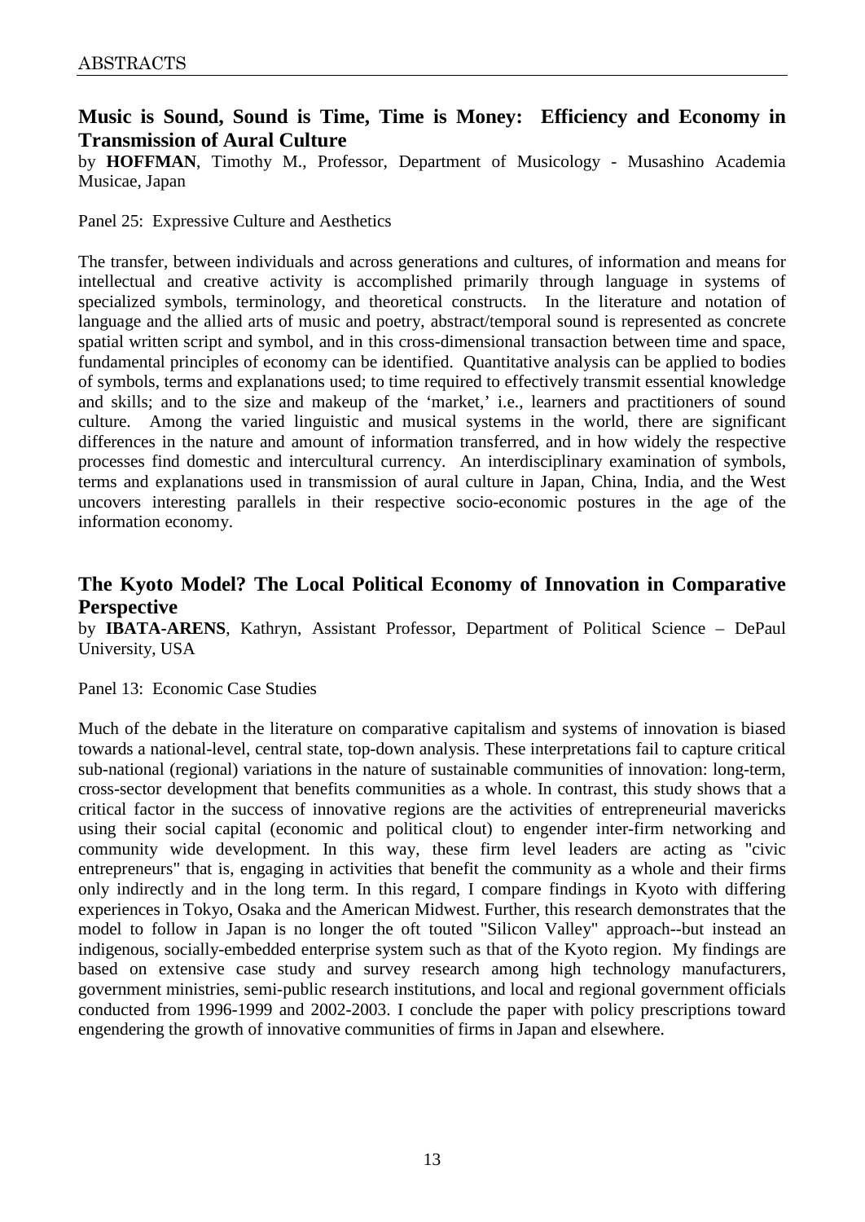## Music is Sound, Sound is Time, Time is Money: Efficiency and Economy in Transmission of Aural Culture

by **HOFFMAN**, Timothy M., Professor, Department of Musicology - Musashino Academia Musicae, Japan

Panel 25: Expressive Culture and Aesthetics

The transfer, between individuals and across generations and cultures, of information and means for intellectual and creative activity is accomplished primarily through language in systems of specialized symbols, terminology, and theoretical constructs. In the literature and notation of language and the allied arts of music and poetry, abstract/temporal sound is represented as concrete spatial written script and symbol, and in this cross-dimensional transaction between time and space, fundamental principles of economy can be identified. Quantitative analysis can be applied to bodies of symbols, terms and explanations used; to time required to effectively transmit essential knowledge and skills; and to the size and makeup of the 'market,' i.e., learners and practitioners of sound culture. Among the varied linguistic and musical systems in the world, there are significant differences in the nature and amount of information transferred, and in how widely the respective processes find domestic and intercultural currency. An interdisciplinary examination of symbols, terms and explanations used in transmission of aural culture in Japan, China, India, and the West uncovers interesting parallels in their respective socio-economic postures in the age of the information economy.

## The Kyoto Model? The Local Political Economy of Innovation in Comparative Perspective

by **IBATA-ARENS**, Kathryn, Assistant Professor, Department of Political Science – DePaul University, USA

Panel 13: Economic Case Studies

Much of the debate in the literature on comparative capitalism and systems of innovation is biased towards a national-level, central state, top-down analysis. These interpretations fail to capture critical sub-national (regional) variations in the nature of sustainable communities of innovation: long-term, cross-sector development that benefits communities as a whole. In contrast, this study shows that a critical factor in the success of innovative regions are the activities of entrepreneurial mavericks using their social capital (economic and political clout) to engender inter-firm networking and community wide development. In this way, these firm level leaders are acting as "civic entrepreneurs" that is, engaging in activities that benefit the community as a whole and their firms only indirectly and in the long term. In this regard, I compare findings in Kyoto with differing experiences in Tokyo, Osaka and the American Midwest. Further, this research demonstrates that the model to follow in Japan is no longer the oft touted "Silicon Valley" approach--but instead an indigenous, socially-embedded enterprise system such as that of the Kyoto region. My findings are based on extensive case study and survey research among high technology manufacturers, government ministries, semi-public research institutions, and local and regional government officials conducted from 1996-1999 and 2002-2003. I conclude the paper with policy prescriptions toward engendering the growth of innovative communities of firms in Japan and elsewhere.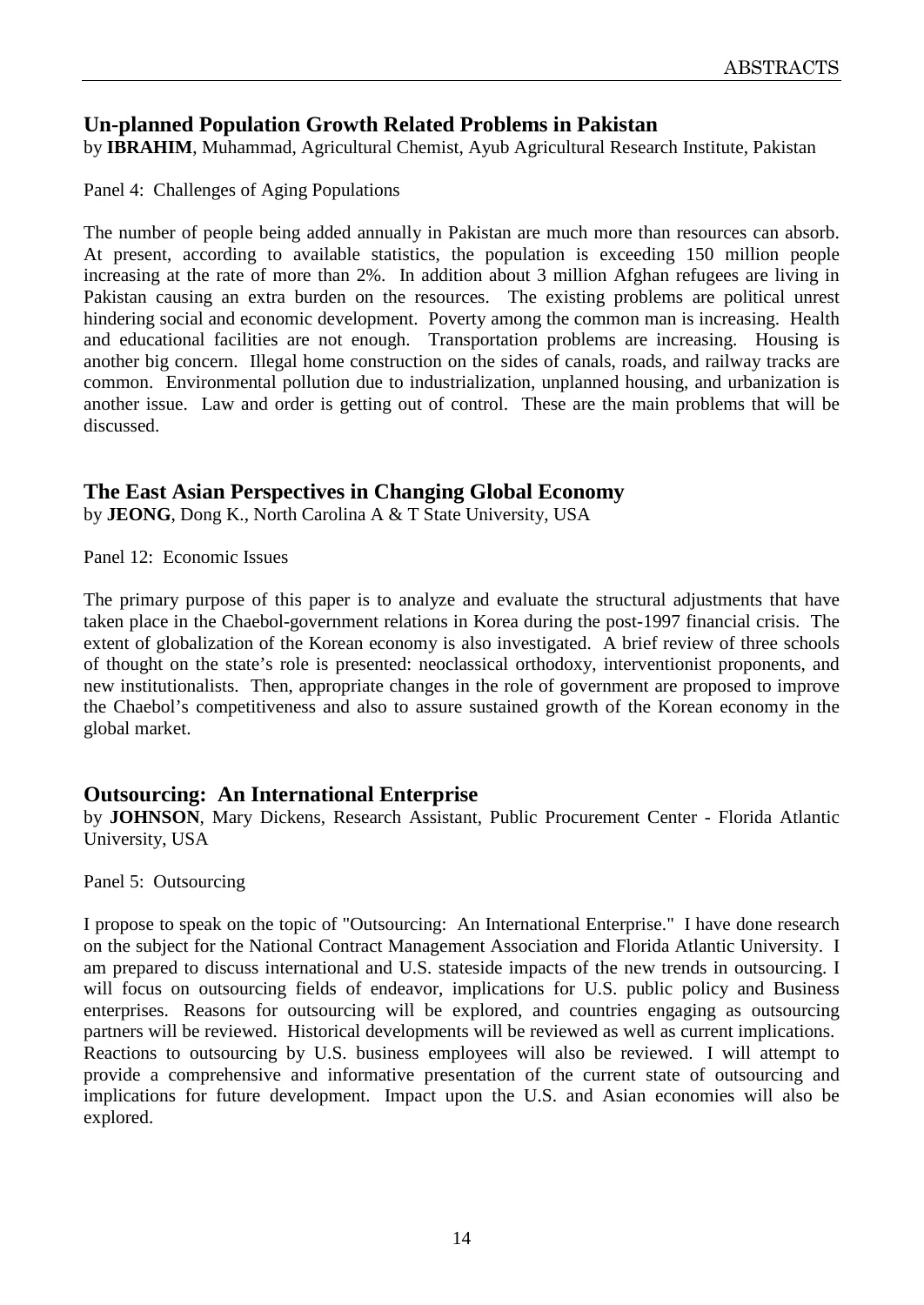## Un-planned Population Growth Related Problems in Pakistan

by **IBRAHIM**, Muhammad, Agricultural Chemist, Ayub Agricultural Research Institute, Pakistan

Panel 4: Challenges of Aging Populations

The number of people being added annually in Pakistan are much more than resources can absorb. At present, according to available statistics, the population is exceeding 150 million people increasing at the rate of more than 2%. In addition about 3 million Afghan refugees are living in Pakistan causing an extra burden on the resources. The existing problems are political unrest hindering social and economic development. Poverty among the common man is increasing. Health and educational facilities are not enough. Transportation problems are increasing. Housing is another big concern. Illegal home construction on the sides of canals, roads, and railway tracks are common. Environmental pollution due to industrialization, unplanned housing, and urbanization is another issue. Law and order is getting out of control. These are the main problems that will be discussed.

## The East Asian Perspectives in Changing Global Economy

by **JEONG**, Dong K., North Carolina A & T State University, USA

Panel 12: Economic Issues

The primary purpose of this paper is to analyze and evaluate the structural adjustments that have taken place in the Chaebol-government relations in Korea during the post-1997 financial crisis. The extent of globalization of the Korean economy is also investigated. A brief review of three schools of thought on the state's role is presented: neoclassical orthodoxy, interventionist proponents, and new institutionalists. Then, appropriate changes in the role of government are proposed to improve the Chaebol's competitiveness and also to assure sustained growth of the Korean economy in the global market.

## Outsourcing: An International Enterprise

by **JOHNSON**, Mary Dickens, Research Assistant, Public Procurement Center - Florida Atlantic University, USA

Panel 5: Outsourcing

I propose to speak on the topic of "Outsourcing: An International Enterprise." I have done research on the subject for the National Contract Management Association and Florida Atlantic University. I am prepared to discuss international and U.S. stateside impacts of the new trends in outsourcing. I will focus on outsourcing fields of endeavor, implications for U.S. public policy and Business enterprises. Reasons for outsourcing will be explored, and countries engaging as outsourcing partners will be reviewed. Historical developments will be reviewed as well as current implications. Reactions to outsourcing by U.S. business employees will also be reviewed. I will attempt to provide a comprehensive and informative presentation of the current state of outsourcing and implications for future development. Impact upon the U.S. and Asian economies will also be explored.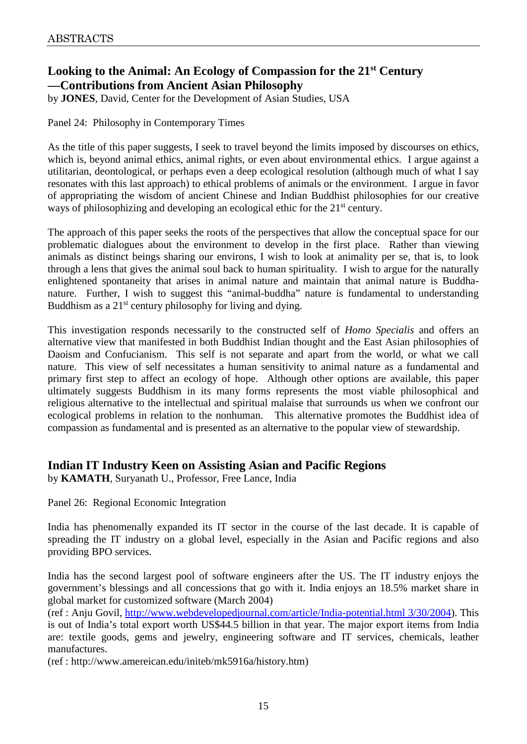## Looking to the Animal: An Ecology of Compassion for the 21st Century —Contributions from Ancient Asian Philosophy

by **JONES**, David, Center for the Development of Asian Studies, USA

Panel 24: Philosophy in Contemporary Times

As the title of this paper suggests, I seek to travel beyond the limits imposed by discourses on ethics, which is, beyond animal ethics, animal rights, or even about environmental ethics. I argue against a utilitarian, deontological, or perhaps even a deep ecological resolution (although much of what I say resonates with this last approach) to ethical problems of animals or the environment. I argue in favor of appropriating the wisdom of ancient Chinese and Indian Buddhist philosophies for our creative ways of philosophizing and developing an ecological ethic for the 21st century.

The approach of this paper seeks the roots of the perspectives that allow the conceptual space for our problematic dialogues about the environment to develop in the first place. Rather than viewing animals as distinct beings sharing our environs, I wish to look at animality per se, that is, to look through a lens that gives the animal soul back to human spirituality. I wish to argue for the naturally enlightened spontaneity that arises in animal nature and maintain that animal nature is Buddha-nature. Further, I wish to suggest this "animal-buddha" nature is fundamental to understanding Buddhism as a 21st century philosophy for living and dying.

This investigation responds necessarily to the constructed self of *Homo Specialis* and offers an alternative view that manifested in both Buddhist Indian thought and the East Asian philosophies of Daoism and Confucianism. This self is not separate and apart from the world, or what we call nature. This view of self necessitates a human sensitivity to animal nature as a fundamental and primary first step to affect an ecology of hope. Although other options are available, this paper ultimately suggests Buddhism in its many forms represents the most viable philosophical and religious alternative to the intellectual and spiritual malaise that surrounds us when we confront our ecological problems in relation to the nonhuman. This alternative promotes the Buddhist idea of compassion as fundamental and is presented as an alternative to the popular view of stewardship.

## Indian IT Industry Keen on Assisting Asian and Pacific Regions

by **KAMATH**, Suryanath U., Professor, Free Lance, India

Panel 26: Regional Economic Integration

India has phenomenally expanded its IT sector in the course of the last decade. It is capable of spreading the IT industry on a global level, especially in the Asian and Pacific regions and also providing BPO services.

India has the second largest pool of software engineers after the US. The IT industry enjoys the government's blessings and all concessions that go with it. India enjoys an 18.5% market share in global market for customized software (March 2004)
(ref : Anju Govil, http://www.webdevelopedjournal.com/article/India-potential.html 3/30/2004). This is out of India's total export worth US$44.5 billion in that year. The major export items from India are: textile goods, gems and jewelry, engineering software and IT services, chemicals, leather manufactures.
(ref : http://www.amereican.edu/initeb/mk5916a/history.htm)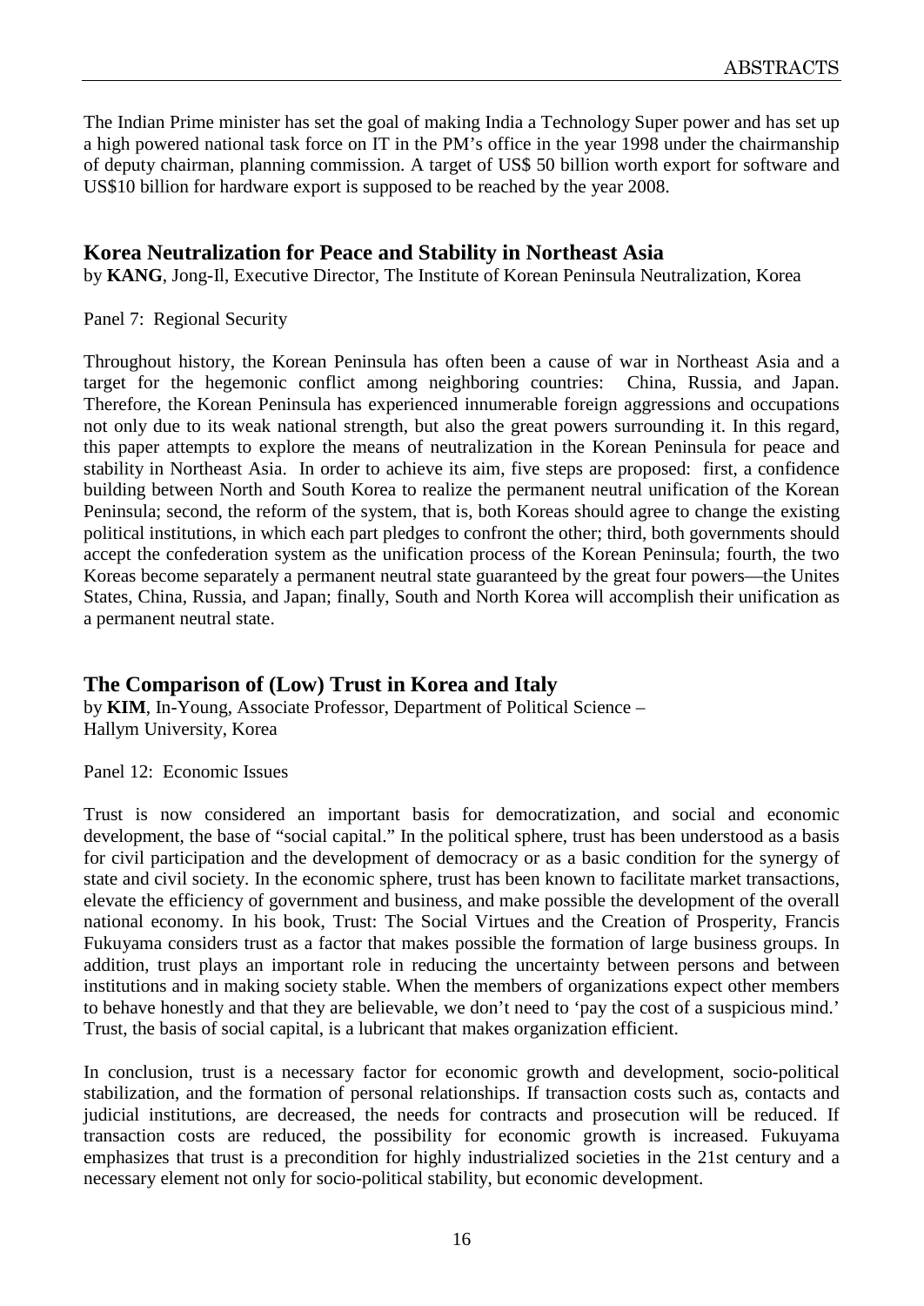The Indian Prime minister has set the goal of making India a Technology Super power and has set up a high powered national task force on IT in the PM's office in the year 1998 under the chairmanship of deputy chairman, planning commission. A target of US$ 50 billion worth export for software and US$10 billion for hardware export is supposed to be reached by the year 2008.

## Korea Neutralization for Peace and Stability in Northeast Asia

by **KANG**, Jong-Il, Executive Director, The Institute of Korean Peninsula Neutralization, Korea

Panel 7: Regional Security

Throughout history, the Korean Peninsula has often been a cause of war in Northeast Asia and a target for the hegemonic conflict among neighboring countries: China, Russia, and Japan. Therefore, the Korean Peninsula has experienced innumerable foreign aggressions and occupations not only due to its weak national strength, but also the great powers surrounding it. In this regard, this paper attempts to explore the means of neutralization in the Korean Peninsula for peace and stability in Northeast Asia. In order to achieve its aim, five steps are proposed: first, a confidence building between North and South Korea to realize the permanent neutral unification of the Korean Peninsula; second, the reform of the system, that is, both Koreas should agree to change the existing political institutions, in which each part pledges to confront the other; third, both governments should accept the confederation system as the unification process of the Korean Peninsula; fourth, the two Koreas become separately a permanent neutral state guaranteed by the great four powers—the Unites States, China, Russia, and Japan; finally, South and North Korea will accomplish their unification as a permanent neutral state.

## The Comparison of (Low) Trust in Korea and Italy

by **KIM**, In-Young, Associate Professor, Department of Political Science – Hallym University, Korea

Panel 12: Economic Issues

Trust is now considered an important basis for democratization, and social and economic development, the base of "social capital." In the political sphere, trust has been understood as a basis for civil participation and the development of democracy or as a basic condition for the synergy of state and civil society. In the economic sphere, trust has been known to facilitate market transactions, elevate the efficiency of government and business, and make possible the development of the overall national economy. In his book, Trust: The Social Virtues and the Creation of Prosperity, Francis Fukuyama considers trust as a factor that makes possible the formation of large business groups. In addition, trust plays an important role in reducing the uncertainty between persons and between institutions and in making society stable. When the members of organizations expect other members to behave honestly and that they are believable, we don't need to 'pay the cost of a suspicious mind.' Trust, the basis of social capital, is a lubricant that makes organization efficient.

In conclusion, trust is a necessary factor for economic growth and development, socio-political stabilization, and the formation of personal relationships. If transaction costs such as, contacts and judicial institutions, are decreased, the needs for contracts and prosecution will be reduced. If transaction costs are reduced, the possibility for economic growth is increased. Fukuyama emphasizes that trust is a precondition for highly industrialized societies in the 21st century and a necessary element not only for socio-political stability, but economic development.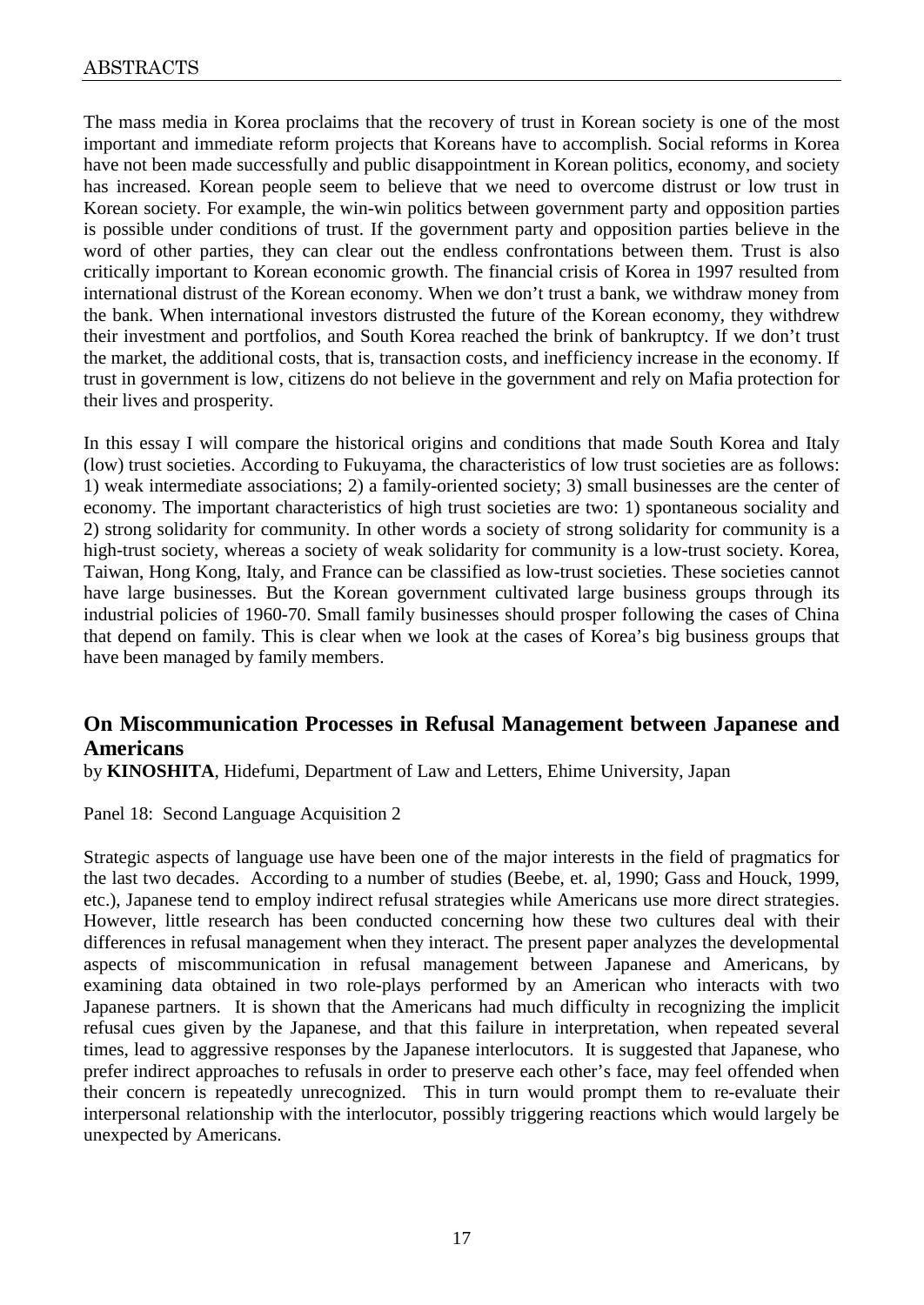The mass media in Korea proclaims that the recovery of trust in Korean society is one of the most important and immediate reform projects that Koreans have to accomplish. Social reforms in Korea have not been made successfully and public disappointment in Korean politics, economy, and society has increased. Korean people seem to believe that we need to overcome distrust or low trust in Korean society. For example, the win-win politics between government party and opposition parties is possible under conditions of trust. If the government party and opposition parties believe in the word of other parties, they can clear out the endless confrontations between them. Trust is also critically important to Korean economic growth. The financial crisis of Korea in 1997 resulted from international distrust of the Korean economy. When we don't trust a bank, we withdraw money from the bank. When international investors distrusted the future of the Korean economy, they withdrew their investment and portfolios, and South Korea reached the brink of bankruptcy. If we don't trust the market, the additional costs, that is, transaction costs, and inefficiency increase in the economy. If trust in government is low, citizens do not believe in the government and rely on Mafia protection for their lives and prosperity.

In this essay I will compare the historical origins and conditions that made South Korea and Italy (low) trust societies. According to Fukuyama, the characteristics of low trust societies are as follows: 1) weak intermediate associations; 2) a family-oriented society; 3) small businesses are the center of economy. The important characteristics of high trust societies are two: 1) spontaneous sociality and 2) strong solidarity for community. In other words a society of strong solidarity for community is a high-trust society, whereas a society of weak solidarity for community is a low-trust society. Korea, Taiwan, Hong Kong, Italy, and France can be classified as low-trust societies. These societies cannot have large businesses. But the Korean government cultivated large business groups through its industrial policies of 1960-70. Small family businesses should prosper following the cases of China that depend on family. This is clear when we look at the cases of Korea's big business groups that have been managed by family members.

## On Miscommunication Processes in Refusal Management between Japanese and Americans

by **KINOSHITA**, Hidefumi, Department of Law and Letters, Ehime University, Japan

Panel 18: Second Language Acquisition 2

Strategic aspects of language use have been one of the major interests in the field of pragmatics for the last two decades. According to a number of studies (Beebe, et. al, 1990; Gass and Houck, 1999, etc.), Japanese tend to employ indirect refusal strategies while Americans use more direct strategies. However, little research has been conducted concerning how these two cultures deal with their differences in refusal management when they interact. The present paper analyzes the developmental aspects of miscommunication in refusal management between Japanese and Americans, by examining data obtained in two role-plays performed by an American who interacts with two Japanese partners. It is shown that the Americans had much difficulty in recognizing the implicit refusal cues given by the Japanese, and that this failure in interpretation, when repeated several times, lead to aggressive responses by the Japanese interlocutors. It is suggested that Japanese, who prefer indirect approaches to refusals in order to preserve each other's face, may feel offended when their concern is repeatedly unrecognized. This in turn would prompt them to re-evaluate their interpersonal relationship with the interlocutor, possibly triggering reactions which would largely be unexpected by Americans.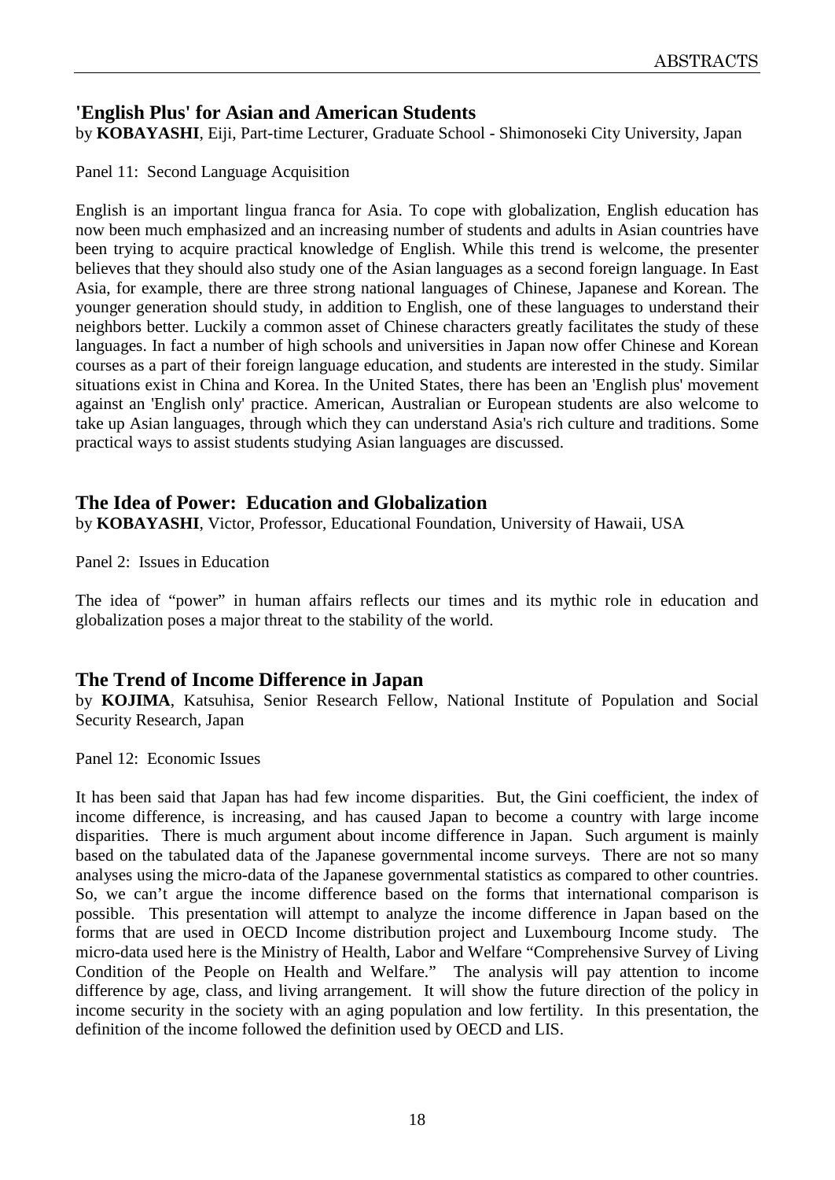## 'English Plus' for Asian and American Students

by **KOBAYASHI**, Eiji, Part-time Lecturer, Graduate School - Shimonoseki City University, Japan

Panel 11: Second Language Acquisition

English is an important lingua franca for Asia. To cope with globalization, English education has now been much emphasized and an increasing number of students and adults in Asian countries have been trying to acquire practical knowledge of English. While this trend is welcome, the presenter believes that they should also study one of the Asian languages as a second foreign language. In East Asia, for example, there are three strong national languages of Chinese, Japanese and Korean. The younger generation should study, in addition to English, one of these languages to understand their neighbors better. Luckily a common asset of Chinese characters greatly facilitates the study of these languages. In fact a number of high schools and universities in Japan now offer Chinese and Korean courses as a part of their foreign language education, and students are interested in the study. Similar situations exist in China and Korea. In the United States, there has been an 'English plus' movement against an 'English only' practice. American, Australian or European students are also welcome to take up Asian languages, through which they can understand Asia's rich culture and traditions. Some practical ways to assist students studying Asian languages are discussed.

## The Idea of Power: Education and Globalization

by **KOBAYASHI**, Victor, Professor, Educational Foundation, University of Hawaii, USA

Panel 2: Issues in Education

The idea of "power" in human affairs reflects our times and its mythic role in education and globalization poses a major threat to the stability of the world.

## The Trend of Income Difference in Japan

by **KOJIMA**, Katsuhisa, Senior Research Fellow, National Institute of Population and Social Security Research, Japan

Panel 12: Economic Issues

It has been said that Japan has had few income disparities. But, the Gini coefficient, the index of income difference, is increasing, and has caused Japan to become a country with large income disparities. There is much argument about income difference in Japan. Such argument is mainly based on the tabulated data of the Japanese governmental income surveys. There are not so many analyses using the micro-data of the Japanese governmental statistics as compared to other countries. So, we can't argue the income difference based on the forms that international comparison is possible. This presentation will attempt to analyze the income difference in Japan based on the forms that are used in OECD Income distribution project and Luxembourg Income study. The micro-data used here is the Ministry of Health, Labor and Welfare "Comprehensive Survey of Living Condition of the People on Health and Welfare." The analysis will pay attention to income difference by age, class, and living arrangement. It will show the future direction of the policy in income security in the society with an aging population and low fertility. In this presentation, the definition of the income followed the definition used by OECD and LIS.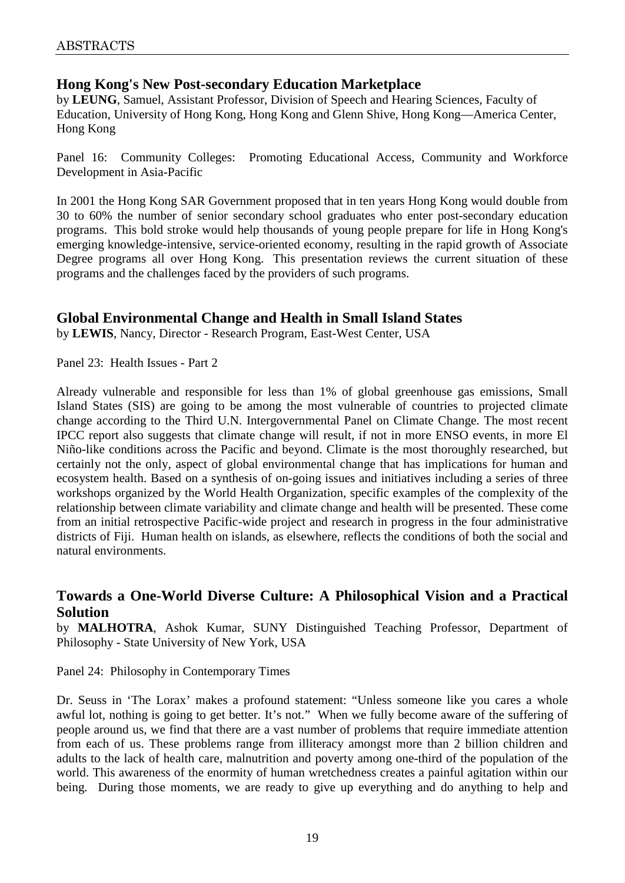## Hong Kong's New Post-secondary Education Marketplace

by **LEUNG**, Samuel, Assistant Professor, Division of Speech and Hearing Sciences, Faculty of Education, University of Hong Kong, Hong Kong and Glenn Shive, Hong Kong—America Center, Hong Kong

Panel 16: Community Colleges: Promoting Educational Access, Community and Workforce Development in Asia-Pacific

In 2001 the Hong Kong SAR Government proposed that in ten years Hong Kong would double from 30 to 60% the number of senior secondary school graduates who enter post-secondary education programs. This bold stroke would help thousands of young people prepare for life in Hong Kong's emerging knowledge-intensive, service-oriented economy, resulting in the rapid growth of Associate Degree programs all over Hong Kong. This presentation reviews the current situation of these programs and the challenges faced by the providers of such programs.

## Global Environmental Change and Health in Small Island States

by **LEWIS**, Nancy, Director - Research Program, East-West Center, USA

Panel 23: Health Issues - Part 2

Already vulnerable and responsible for less than 1% of global greenhouse gas emissions, Small Island States (SIS) are going to be among the most vulnerable of countries to projected climate change according to the Third U.N. Intergovernmental Panel on Climate Change. The most recent IPCC report also suggests that climate change will result, if not in more ENSO events, in more El Niño-like conditions across the Pacific and beyond. Climate is the most thoroughly researched, but certainly not the only, aspect of global environmental change that has implications for human and ecosystem health. Based on a synthesis of on-going issues and initiatives including a series of three workshops organized by the World Health Organization, specific examples of the complexity of the relationship between climate variability and climate change and health will be presented. These come from an initial retrospective Pacific-wide project and research in progress in the four administrative districts of Fiji. Human health on islands, as elsewhere, reflects the conditions of both the social and natural environments.

## Towards a One-World Diverse Culture: A Philosophical Vision and a Practical Solution

by **MALHOTRA**, Ashok Kumar, SUNY Distinguished Teaching Professor, Department of Philosophy - State University of New York, USA

Panel 24: Philosophy in Contemporary Times

Dr. Seuss in 'The Lorax' makes a profound statement: "Unless someone like you cares a whole awful lot, nothing is going to get better. It's not." When we fully become aware of the suffering of people around us, we find that there are a vast number of problems that require immediate attention from each of us. These problems range from illiteracy amongst more than 2 billion children and adults to the lack of health care, malnutrition and poverty among one-third of the population of the world. This awareness of the enormity of human wretchedness creates a painful agitation within our being. During those moments, we are ready to give up everything and do anything to help and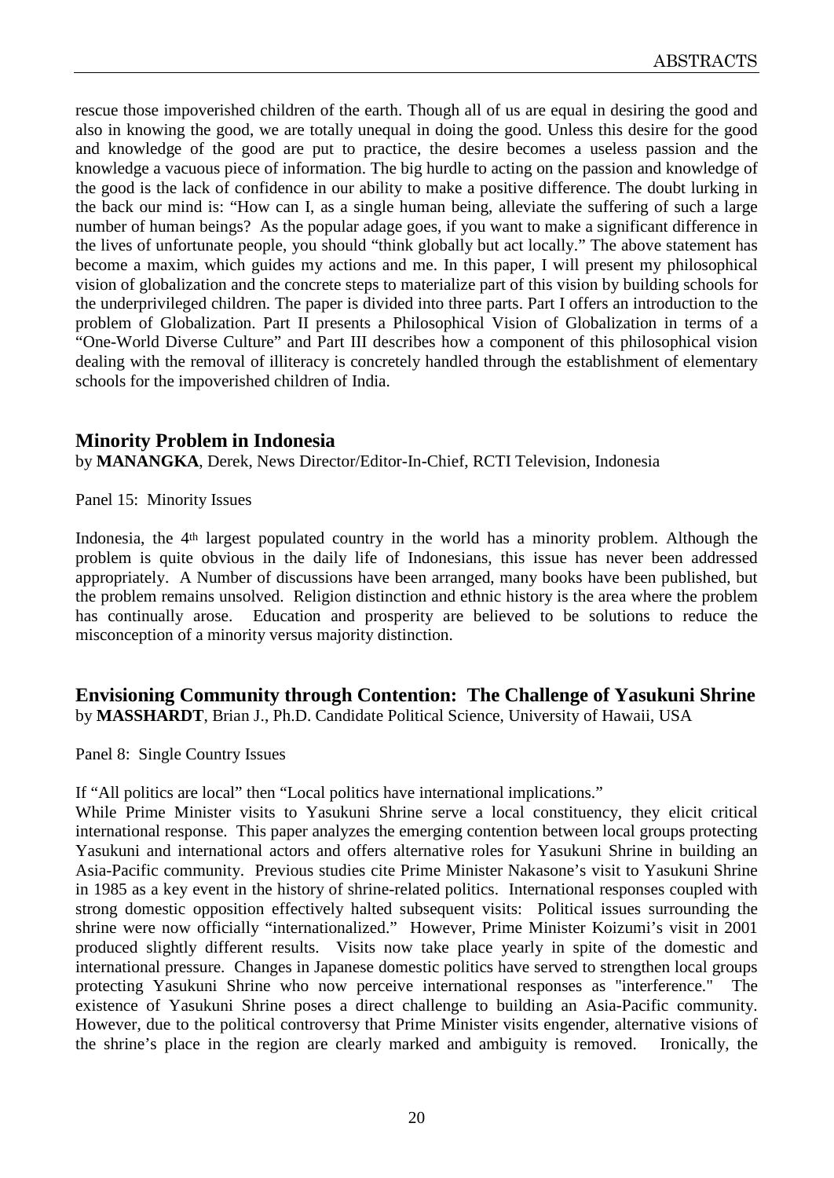rescue those impoverished children of the earth. Though all of us are equal in desiring the good and also in knowing the good, we are totally unequal in doing the good. Unless this desire for the good and knowledge of the good are put to practice, the desire becomes a useless passion and the knowledge a vacuous piece of information. The big hurdle to acting on the passion and knowledge of the good is the lack of confidence in our ability to make a positive difference. The doubt lurking in the back our mind is: "How can I, as a single human being, alleviate the suffering of such a large number of human beings? As the popular adage goes, if you want to make a significant difference in the lives of unfortunate people, you should "think globally but act locally." The above statement has become a maxim, which guides my actions and me. In this paper, I will present my philosophical vision of globalization and the concrete steps to materialize part of this vision by building schools for the underprivileged children. The paper is divided into three parts. Part I offers an introduction to the problem of Globalization. Part II presents a Philosophical Vision of Globalization in terms of a "One-World Diverse Culture" and Part III describes how a component of this philosophical vision dealing with the removal of illiteracy is concretely handled through the establishment of elementary schools for the impoverished children of India.

## Minority Problem in Indonesia

by **MANANGKA**, Derek, News Director/Editor-In-Chief, RCTI Television, Indonesia

Panel 15: Minority Issues

Indonesia, the 4th largest populated country in the world has a minority problem. Although the problem is quite obvious in the daily life of Indonesians, this issue has never been addressed appropriately. A Number of discussions have been arranged, many books have been published, but the problem remains unsolved. Religion distinction and ethnic history is the area where the problem has continually arose. Education and prosperity are believed to be solutions to reduce the misconception of a minority versus majority distinction.

## Envisioning Community through Contention: The Challenge of Yasukuni Shrine

by **MASSHARDT**, Brian J., Ph.D. Candidate Political Science, University of Hawaii, USA

Panel 8: Single Country Issues

If "All politics are local" then "Local politics have international implications."

While Prime Minister visits to Yasukuni Shrine serve a local constituency, they elicit critical international response. This paper analyzes the emerging contention between local groups protecting Yasukuni and international actors and offers alternative roles for Yasukuni Shrine in building an Asia-Pacific community. Previous studies cite Prime Minister Nakasone's visit to Yasukuni Shrine in 1985 as a key event in the history of shrine-related politics. International responses coupled with strong domestic opposition effectively halted subsequent visits: Political issues surrounding the shrine were now officially "internationalized." However, Prime Minister Koizumi's visit in 2001 produced slightly different results. Visits now take place yearly in spite of the domestic and international pressure. Changes in Japanese domestic politics have served to strengthen local groups protecting Yasukuni Shrine who now perceive international responses as "interference." The existence of Yasukuni Shrine poses a direct challenge to building an Asia-Pacific community. However, due to the political controversy that Prime Minister visits engender, alternative visions of the shrine's place in the region are clearly marked and ambiguity is removed. Ironically, the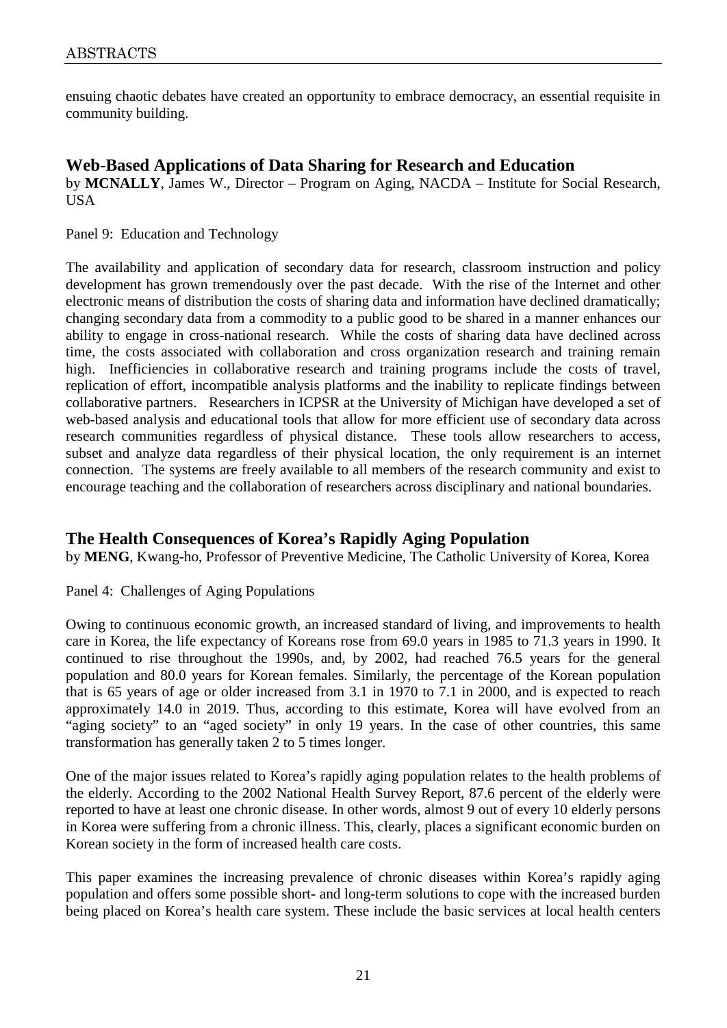ensuing chaotic debates have created an opportunity to embrace democracy, an essential requisite in community building.

## Web-Based Applications of Data Sharing for Research and Education

by **MCNALLY**, James W., Director – Program on Aging, NACDA – Institute for Social Research, USA

Panel 9: Education and Technology

The availability and application of secondary data for research, classroom instruction and policy development has grown tremendously over the past decade. With the rise of the Internet and other electronic means of distribution the costs of sharing data and information have declined dramatically; changing secondary data from a commodity to a public good to be shared in a manner enhances our ability to engage in cross-national research. While the costs of sharing data have declined across time, the costs associated with collaboration and cross organization research and training remain high. Inefficiencies in collaborative research and training programs include the costs of travel, replication of effort, incompatible analysis platforms and the inability to replicate findings between collaborative partners. Researchers in ICPSR at the University of Michigan have developed a set of web-based analysis and educational tools that allow for more efficient use of secondary data across research communities regardless of physical distance. These tools allow researchers to access, subset and analyze data regardless of their physical location, the only requirement is an internet connection. The systems are freely available to all members of the research community and exist to encourage teaching and the collaboration of researchers across disciplinary and national boundaries.

## The Health Consequences of Korea's Rapidly Aging Population

by **MENG**, Kwang-ho, Professor of Preventive Medicine, The Catholic University of Korea, Korea

Panel 4: Challenges of Aging Populations

Owing to continuous economic growth, an increased standard of living, and improvements to health care in Korea, the life expectancy of Koreans rose from 69.0 years in 1985 to 71.3 years in 1990. It continued to rise throughout the 1990s, and, by 2002, had reached 76.5 years for the general population and 80.0 years for Korean females. Similarly, the percentage of the Korean population that is 65 years of age or older increased from 3.1 in 1970 to 7.1 in 2000, and is expected to reach approximately 14.0 in 2019. Thus, according to this estimate, Korea will have evolved from an "aging society" to an "aged society" in only 19 years. In the case of other countries, this same transformation has generally taken 2 to 5 times longer.

One of the major issues related to Korea's rapidly aging population relates to the health problems of the elderly. According to the 2002 National Health Survey Report, 87.6 percent of the elderly were reported to have at least one chronic disease. In other words, almost 9 out of every 10 elderly persons in Korea were suffering from a chronic illness. This, clearly, places a significant economic burden on Korean society in the form of increased health care costs.

This paper examines the increasing prevalence of chronic diseases within Korea's rapidly aging population and offers some possible short- and long-term solutions to cope with the increased burden being placed on Korea's health care system. These include the basic services at local health centers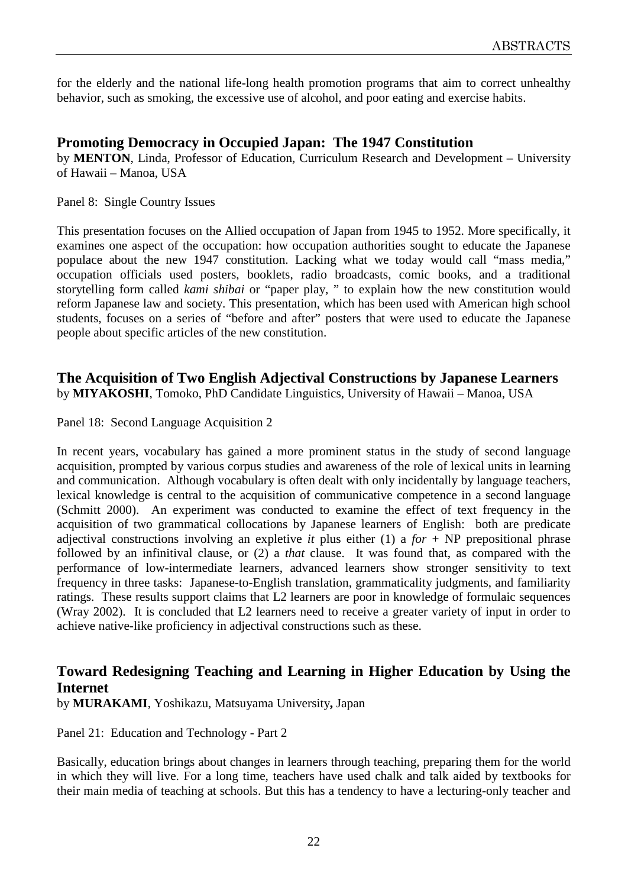for the elderly and the national life-long health promotion programs that aim to correct unhealthy behavior, such as smoking, the excessive use of alcohol, and poor eating and exercise habits.

## Promoting Democracy in Occupied Japan: The 1947 Constitution

by **MENTON**, Linda, Professor of Education, Curriculum Research and Development – University of Hawaii – Manoa, USA

Panel 8: Single Country Issues

This presentation focuses on the Allied occupation of Japan from 1945 to 1952. More specifically, it examines one aspect of the occupation: how occupation authorities sought to educate the Japanese populace about the new 1947 constitution. Lacking what we today would call "mass media," occupation officials used posters, booklets, radio broadcasts, comic books, and a traditional storytelling form called *kami shibai* or "paper play, " to explain how the new constitution would reform Japanese law and society. This presentation, which has been used with American high school students, focuses on a series of "before and after" posters that were used to educate the Japanese people about specific articles of the new constitution.

## The Acquisition of Two English Adjectival Constructions by Japanese Learners

by **MIYAKOSHI**, Tomoko, PhD Candidate Linguistics, University of Hawaii – Manoa, USA

Panel 18: Second Language Acquisition 2

In recent years, vocabulary has gained a more prominent status in the study of second language acquisition, prompted by various corpus studies and awareness of the role of lexical units in learning and communication. Although vocabulary is often dealt with only incidentally by language teachers, lexical knowledge is central to the acquisition of communicative competence in a second language (Schmitt 2000). An experiment was conducted to examine the effect of text frequency in the acquisition of two grammatical collocations by Japanese learners of English: both are predicate adjectival constructions involving an expletive *it* plus either (1) a *for* + NP prepositional phrase followed by an infinitival clause, or (2) a *that* clause. It was found that, as compared with the performance of low-intermediate learners, advanced learners show stronger sensitivity to text frequency in three tasks: Japanese-to-English translation, grammaticality judgments, and familiarity ratings. These results support claims that L2 learners are poor in knowledge of formulaic sequences (Wray 2002). It is concluded that L2 learners need to receive a greater variety of input in order to achieve native-like proficiency in adjectival constructions such as these.

## Toward Redesigning Teaching and Learning in Higher Education by Using the Internet

by **MURAKAMI**, Yoshikazu, Matsuyama University**,** Japan

Panel 21: Education and Technology - Part 2

Basically, education brings about changes in learners through teaching, preparing them for the world in which they will live. For a long time, teachers have used chalk and talk aided by textbooks for their main media of teaching at schools. But this has a tendency to have a lecturing-only teacher and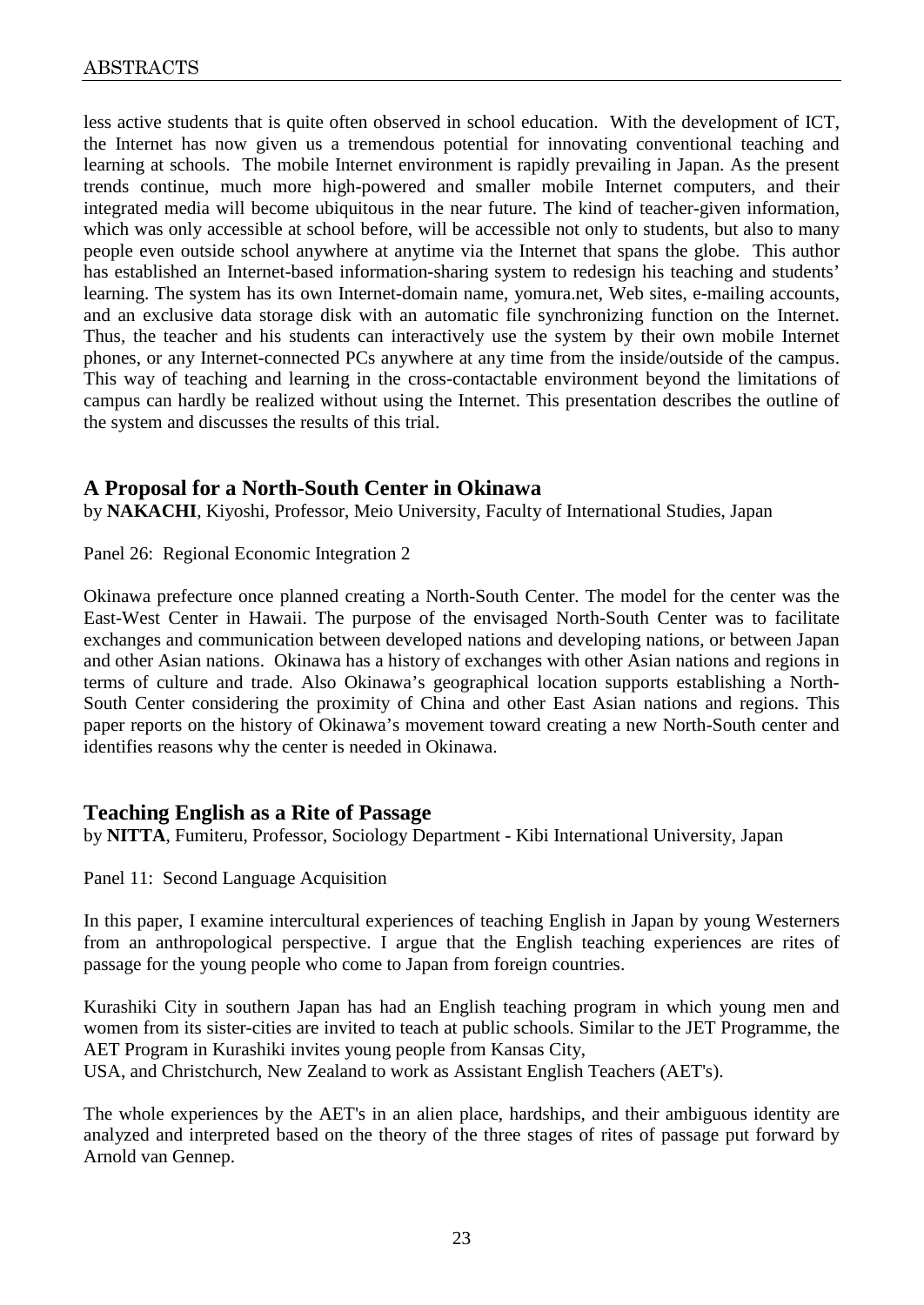less active students that is quite often observed in school education. With the development of ICT, the Internet has now given us a tremendous potential for innovating conventional teaching and learning at schools. The mobile Internet environment is rapidly prevailing in Japan. As the present trends continue, much more high-powered and smaller mobile Internet computers, and their integrated media will become ubiquitous in the near future. The kind of teacher-given information, which was only accessible at school before, will be accessible not only to students, but also to many people even outside school anywhere at anytime via the Internet that spans the globe. This author has established an Internet-based information-sharing system to redesign his teaching and students' learning. The system has its own Internet-domain name, yomura.net, Web sites, e-mailing accounts, and an exclusive data storage disk with an automatic file synchronizing function on the Internet. Thus, the teacher and his students can interactively use the system by their own mobile Internet phones, or any Internet-connected PCs anywhere at any time from the inside/outside of the campus. This way of teaching and learning in the cross-contactable environment beyond the limitations of campus can hardly be realized without using the Internet. This presentation describes the outline of the system and discusses the results of this trial.

## A Proposal for a North-South Center in Okinawa

by **NAKACHI**, Kiyoshi, Professor, Meio University, Faculty of International Studies, Japan

Panel 26: Regional Economic Integration 2

Okinawa prefecture once planned creating a North-South Center. The model for the center was the East-West Center in Hawaii. The purpose of the envisaged North-South Center was to facilitate exchanges and communication between developed nations and developing nations, or between Japan and other Asian nations. Okinawa has a history of exchanges with other Asian nations and regions in terms of culture and trade. Also Okinawa's geographical location supports establishing a North-South Center considering the proximity of China and other East Asian nations and regions. This paper reports on the history of Okinawa's movement toward creating a new North-South center and identifies reasons why the center is needed in Okinawa.

## Teaching English as a Rite of Passage

by **NITTA**, Fumiteru, Professor, Sociology Department - Kibi International University, Japan

Panel 11: Second Language Acquisition

In this paper, I examine intercultural experiences of teaching English in Japan by young Westerners from an anthropological perspective. I argue that the English teaching experiences are rites of passage for the young people who come to Japan from foreign countries.

Kurashiki City in southern Japan has had an English teaching program in which young men and women from its sister-cities are invited to teach at public schools. Similar to the JET Programme, the AET Program in Kurashiki invites young people from Kansas City, USA, and Christchurch, New Zealand to work as Assistant English Teachers (AET's).

The whole experiences by the AET's in an alien place, hardships, and their ambiguous identity are analyzed and interpreted based on the theory of the three stages of rites of passage put forward by Arnold van Gennep.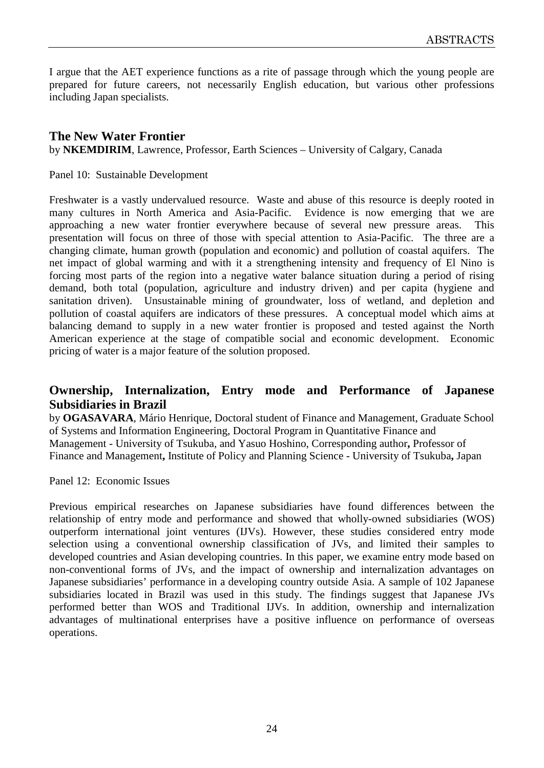I argue that the AET experience functions as a rite of passage through which the young people are prepared for future careers, not necessarily English education, but various other professions including Japan specialists.

## The New Water Frontier

by **NKEMDIRIM**, Lawrence, Professor, Earth Sciences – University of Calgary, Canada

Panel 10: Sustainable Development

Freshwater is a vastly undervalued resource. Waste and abuse of this resource is deeply rooted in many cultures in North America and Asia-Pacific. Evidence is now emerging that we are approaching a new water frontier everywhere because of several new pressure areas. This presentation will focus on three of those with special attention to Asia-Pacific. The three are a changing climate, human growth (population and economic) and pollution of coastal aquifers. The net impact of global warming and with it a strengthening intensity and frequency of El Nino is forcing most parts of the region into a negative water balance situation during a period of rising demand, both total (population, agriculture and industry driven) and per capita (hygiene and sanitation driven). Unsustainable mining of groundwater, loss of wetland, and depletion and pollution of coastal aquifers are indicators of these pressures. A conceptual model which aims at balancing demand to supply in a new water frontier is proposed and tested against the North American experience at the stage of compatible social and economic development. Economic pricing of water is a major feature of the solution proposed.

## Ownership, Internalization, Entry mode and Performance of Japanese Subsidiaries in Brazil

by **OGASAVARA**, Mário Henrique, Doctoral student of Finance and Management, Graduate School of Systems and Information Engineering, Doctoral Program in Quantitative Finance and Management - University of Tsukuba, and Yasuo Hoshino, Corresponding author**,** Professor of Finance and Management**,** Institute of Policy and Planning Science - University of Tsukuba**,** Japan

Panel 12: Economic Issues

Previous empirical researches on Japanese subsidiaries have found differences between the relationship of entry mode and performance and showed that wholly-owned subsidiaries (WOS) outperform international joint ventures (IJVs). However, these studies considered entry mode selection using a conventional ownership classification of JVs, and limited their samples to developed countries and Asian developing countries. In this paper, we examine entry mode based on non-conventional forms of JVs, and the impact of ownership and internalization advantages on Japanese subsidiaries' performance in a developing country outside Asia. A sample of 102 Japanese subsidiaries located in Brazil was used in this study. The findings suggest that Japanese JVs performed better than WOS and Traditional IJVs. In addition, ownership and internalization advantages of multinational enterprises have a positive influence on performance of overseas operations.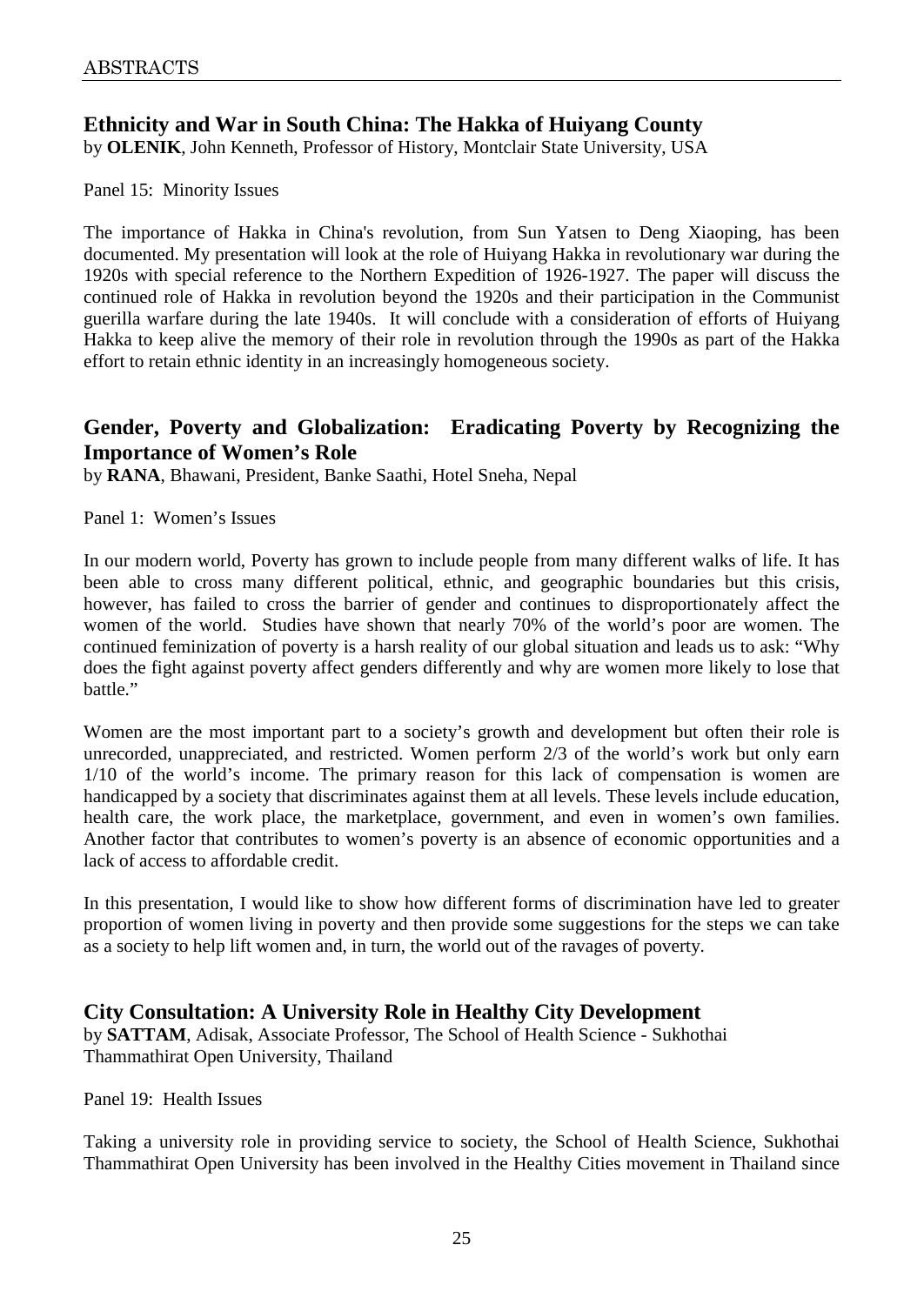## Ethnicity and War in South China: The Hakka of Huiyang County

by **OLENIK**, John Kenneth, Professor of History, Montclair State University, USA

Panel 15: Minority Issues

The importance of Hakka in China's revolution, from Sun Yatsen to Deng Xiaoping, has been documented. My presentation will look at the role of Huiyang Hakka in revolutionary war during the 1920s with special reference to the Northern Expedition of 1926-1927. The paper will discuss the continued role of Hakka in revolution beyond the 1920s and their participation in the Communist guerilla warfare during the late 1940s. It will conclude with a consideration of efforts of Huiyang Hakka to keep alive the memory of their role in revolution through the 1990s as part of the Hakka effort to retain ethnic identity in an increasingly homogeneous society.

## Gender, Poverty and Globalization: Eradicating Poverty by Recognizing the Importance of Women's Role

by **RANA**, Bhawani, President, Banke Saathi, Hotel Sneha, Nepal

Panel 1: Women's Issues

In our modern world, Poverty has grown to include people from many different walks of life. It has been able to cross many different political, ethnic, and geographic boundaries but this crisis, however, has failed to cross the barrier of gender and continues to disproportionately affect the women of the world. Studies have shown that nearly 70% of the world's poor are women. The continued feminization of poverty is a harsh reality of our global situation and leads us to ask: "Why does the fight against poverty affect genders differently and why are women more likely to lose that battle."

Women are the most important part to a society's growth and development but often their role is unrecorded, unappreciated, and restricted. Women perform 2/3 of the world's work but only earn 1/10 of the world's income. The primary reason for this lack of compensation is women are handicapped by a society that discriminates against them at all levels. These levels include education, health care, the work place, the marketplace, government, and even in women's own families. Another factor that contributes to women's poverty is an absence of economic opportunities and a lack of access to affordable credit.

In this presentation, I would like to show how different forms of discrimination have led to greater proportion of women living in poverty and then provide some suggestions for the steps we can take as a society to help lift women and, in turn, the world out of the ravages of poverty.

## City Consultation: A University Role in Healthy City Development

by **SATTAM**, Adisak, Associate Professor, The School of Health Science - Sukhothai Thammathirat Open University, Thailand

Panel 19: Health Issues

Taking a university role in providing service to society, the School of Health Science, Sukhothai Thammathirat Open University has been involved in the Healthy Cities movement in Thailand since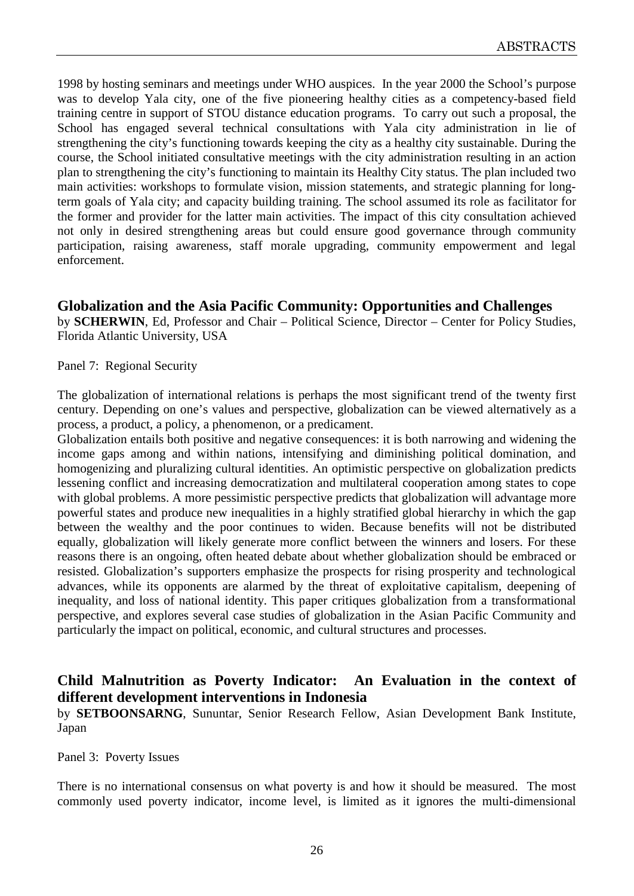1998 by hosting seminars and meetings under WHO auspices. In the year 2000 the School's purpose was to develop Yala city, one of the five pioneering healthy cities as a competency-based field training centre in support of STOU distance education programs. To carry out such a proposal, the School has engaged several technical consultations with Yala city administration in lie of strengthening the city's functioning towards keeping the city as a healthy city sustainable. During the course, the School initiated consultative meetings with the city administration resulting in an action plan to strengthening the city's functioning to maintain its Healthy City status. The plan included two main activities: workshops to formulate vision, mission statements, and strategic planning for long-term goals of Yala city; and capacity building training. The school assumed its role as facilitator for the former and provider for the latter main activities. The impact of this city consultation achieved not only in desired strengthening areas but could ensure good governance through community participation, raising awareness, staff morale upgrading, community empowerment and legal enforcement.

## Globalization and the Asia Pacific Community: Opportunities and Challenges

by **SCHERWIN**, Ed, Professor and Chair – Political Science, Director – Center for Policy Studies, Florida Atlantic University, USA

Panel 7: Regional Security

The globalization of international relations is perhaps the most significant trend of the twenty first century. Depending on one's values and perspective, globalization can be viewed alternatively as a process, a product, a policy, a phenomenon, or a predicament.

Globalization entails both positive and negative consequences: it is both narrowing and widening the income gaps among and within nations, intensifying and diminishing political domination, and homogenizing and pluralizing cultural identities. An optimistic perspective on globalization predicts lessening conflict and increasing democratization and multilateral cooperation among states to cope with global problems. A more pessimistic perspective predicts that globalization will advantage more powerful states and produce new inequalities in a highly stratified global hierarchy in which the gap between the wealthy and the poor continues to widen. Because benefits will not be distributed equally, globalization will likely generate more conflict between the winners and losers. For these reasons there is an ongoing, often heated debate about whether globalization should be embraced or resisted. Globalization's supporters emphasize the prospects for rising prosperity and technological advances, while its opponents are alarmed by the threat of exploitative capitalism, deepening of inequality, and loss of national identity. This paper critiques globalization from a transformational perspective, and explores several case studies of globalization in the Asian Pacific Community and particularly the impact on political, economic, and cultural structures and processes.

## Child Malnutrition as Poverty Indicator: An Evaluation in the context of different development interventions in Indonesia

by **SETBOONSARNG**, Sununtar, Senior Research Fellow, Asian Development Bank Institute, Japan

Panel 3: Poverty Issues

There is no international consensus on what poverty is and how it should be measured. The most commonly used poverty indicator, income level, is limited as it ignores the multi-dimensional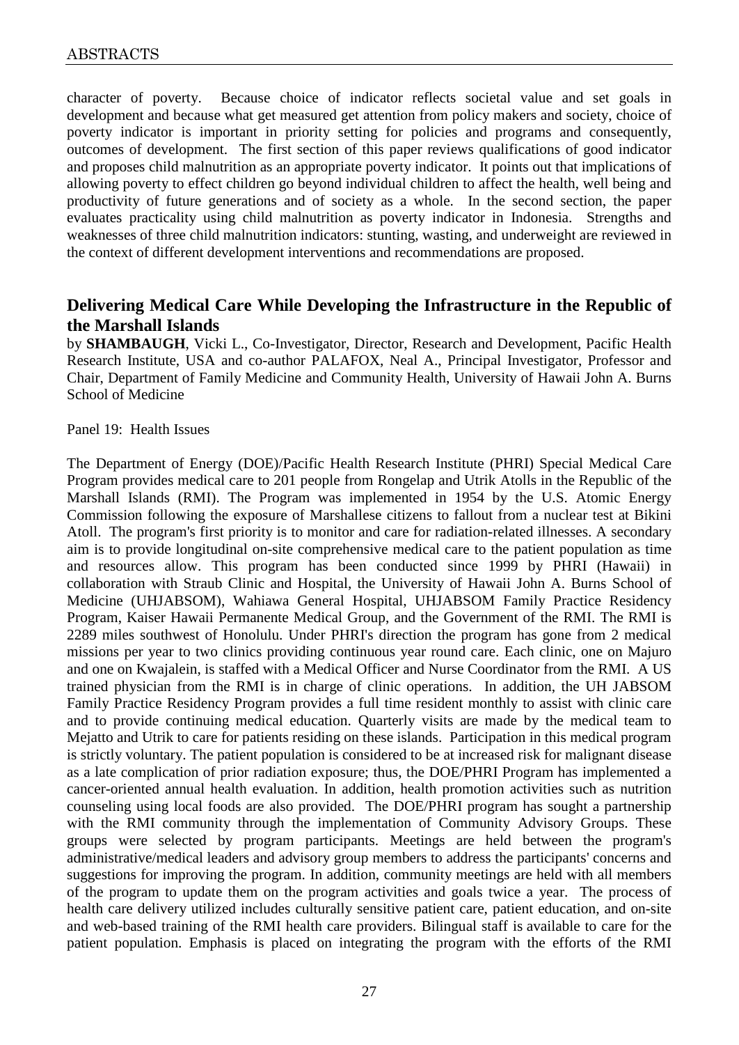character of poverty. Because choice of indicator reflects societal value and set goals in development and because what get measured get attention from policy makers and society, choice of poverty indicator is important in priority setting for policies and programs and consequently, outcomes of development. The first section of this paper reviews qualifications of good indicator and proposes child malnutrition as an appropriate poverty indicator. It points out that implications of allowing poverty to effect children go beyond individual children to affect the health, well being and productivity of future generations and of society as a whole. In the second section, the paper evaluates practicality using child malnutrition as poverty indicator in Indonesia. Strengths and weaknesses of three child malnutrition indicators: stunting, wasting, and underweight are reviewed in the context of different development interventions and recommendations are proposed.

## Delivering Medical Care While Developing the Infrastructure in the Republic of the Marshall Islands

by **SHAMBAUGH**, Vicki L., Co-Investigator, Director, Research and Development, Pacific Health Research Institute, USA and co-author PALAFOX, Neal A., Principal Investigator, Professor and Chair, Department of Family Medicine and Community Health, University of Hawaii John A. Burns School of Medicine

Panel 19: Health Issues

The Department of Energy (DOE)/Pacific Health Research Institute (PHRI) Special Medical Care Program provides medical care to 201 people from Rongelap and Utrik Atolls in the Republic of the Marshall Islands (RMI). The Program was implemented in 1954 by the U.S. Atomic Energy Commission following the exposure of Marshallese citizens to fallout from a nuclear test at Bikini Atoll. The program's first priority is to monitor and care for radiation-related illnesses. A secondary aim is to provide longitudinal on-site comprehensive medical care to the patient population as time and resources allow. This program has been conducted since 1999 by PHRI (Hawaii) in collaboration with Straub Clinic and Hospital, the University of Hawaii John A. Burns School of Medicine (UHJABSOM), Wahiawa General Hospital, UHJABSOM Family Practice Residency Program, Kaiser Hawaii Permanente Medical Group, and the Government of the RMI. The RMI is 2289 miles southwest of Honolulu. Under PHRI's direction the program has gone from 2 medical missions per year to two clinics providing continuous year round care. Each clinic, one on Majuro and one on Kwajalein, is staffed with a Medical Officer and Nurse Coordinator from the RMI. A US trained physician from the RMI is in charge of clinic operations. In addition, the UH JABSOM Family Practice Residency Program provides a full time resident monthly to assist with clinic care and to provide continuing medical education. Quarterly visits are made by the medical team to Mejatto and Utrik to care for patients residing on these islands. Participation in this medical program is strictly voluntary. The patient population is considered to be at increased risk for malignant disease as a late complication of prior radiation exposure; thus, the DOE/PHRI Program has implemented a cancer-oriented annual health evaluation. In addition, health promotion activities such as nutrition counseling using local foods are also provided. The DOE/PHRI program has sought a partnership with the RMI community through the implementation of Community Advisory Groups. These groups were selected by program participants. Meetings are held between the program's administrative/medical leaders and advisory group members to address the participants' concerns and suggestions for improving the program. In addition, community meetings are held with all members of the program to update them on the program activities and goals twice a year. The process of health care delivery utilized includes culturally sensitive patient care, patient education, and on-site and web-based training of the RMI health care providers. Bilingual staff is available to care for the patient population. Emphasis is placed on integrating the program with the efforts of the RMI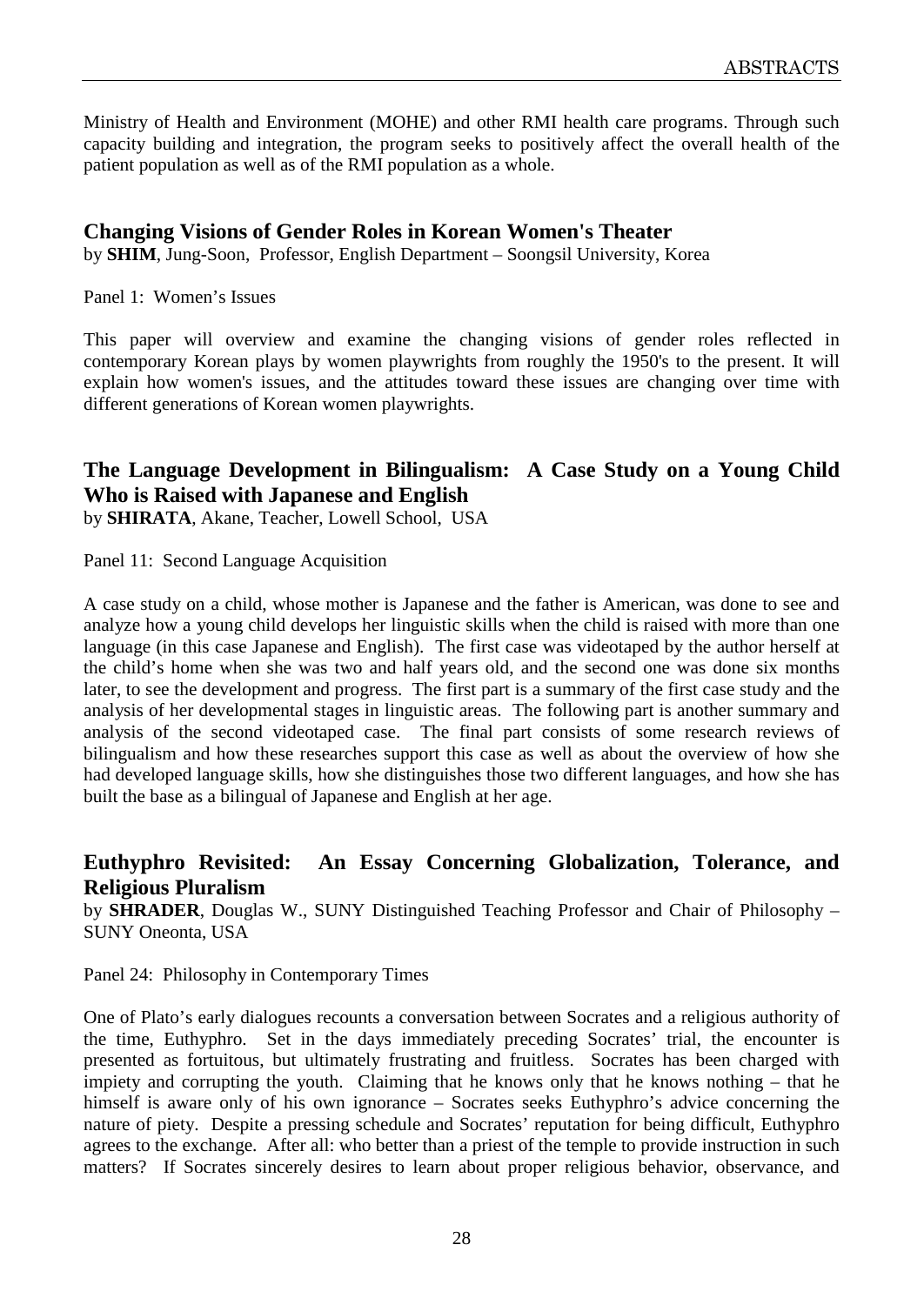Ministry of Health and Environment (MOHE) and other RMI health care programs. Through such capacity building and integration, the program seeks to positively affect the overall health of the patient population as well as of the RMI population as a whole.

## Changing Visions of Gender Roles in Korean Women's Theater

by **SHIM**, Jung-Soon, Professor, English Department – Soongsil University, Korea

Panel 1: Women's Issues

This paper will overview and examine the changing visions of gender roles reflected in contemporary Korean plays by women playwrights from roughly the 1950's to the present. It will explain how women's issues, and the attitudes toward these issues are changing over time with different generations of Korean women playwrights.

## The Language Development in Bilingualism: A Case Study on a Young Child Who is Raised with Japanese and English

by **SHIRATA**, Akane, Teacher, Lowell School, USA

Panel 11: Second Language Acquisition

A case study on a child, whose mother is Japanese and the father is American, was done to see and analyze how a young child develops her linguistic skills when the child is raised with more than one language (in this case Japanese and English). The first case was videotaped by the author herself at the child's home when she was two and half years old, and the second one was done six months later, to see the development and progress. The first part is a summary of the first case study and the analysis of her developmental stages in linguistic areas. The following part is another summary and analysis of the second videotaped case. The final part consists of some research reviews of bilingualism and how these researches support this case as well as about the overview of how she had developed language skills, how she distinguishes those two different languages, and how she has built the base as a bilingual of Japanese and English at her age.

## Euthyphro Revisited: An Essay Concerning Globalization, Tolerance, and Religious Pluralism

by **SHRADER**, Douglas W., SUNY Distinguished Teaching Professor and Chair of Philosophy – SUNY Oneonta, USA

Panel 24: Philosophy in Contemporary Times

One of Plato's early dialogues recounts a conversation between Socrates and a religious authority of the time, Euthyphro. Set in the days immediately preceding Socrates' trial, the encounter is presented as fortuitous, but ultimately frustrating and fruitless. Socrates has been charged with impiety and corrupting the youth. Claiming that he knows only that he knows nothing – that he himself is aware only of his own ignorance – Socrates seeks Euthyphro's advice concerning the nature of piety. Despite a pressing schedule and Socrates' reputation for being difficult, Euthyphro agrees to the exchange. After all: who better than a priest of the temple to provide instruction in such matters? If Socrates sincerely desires to learn about proper religious behavior, observance, and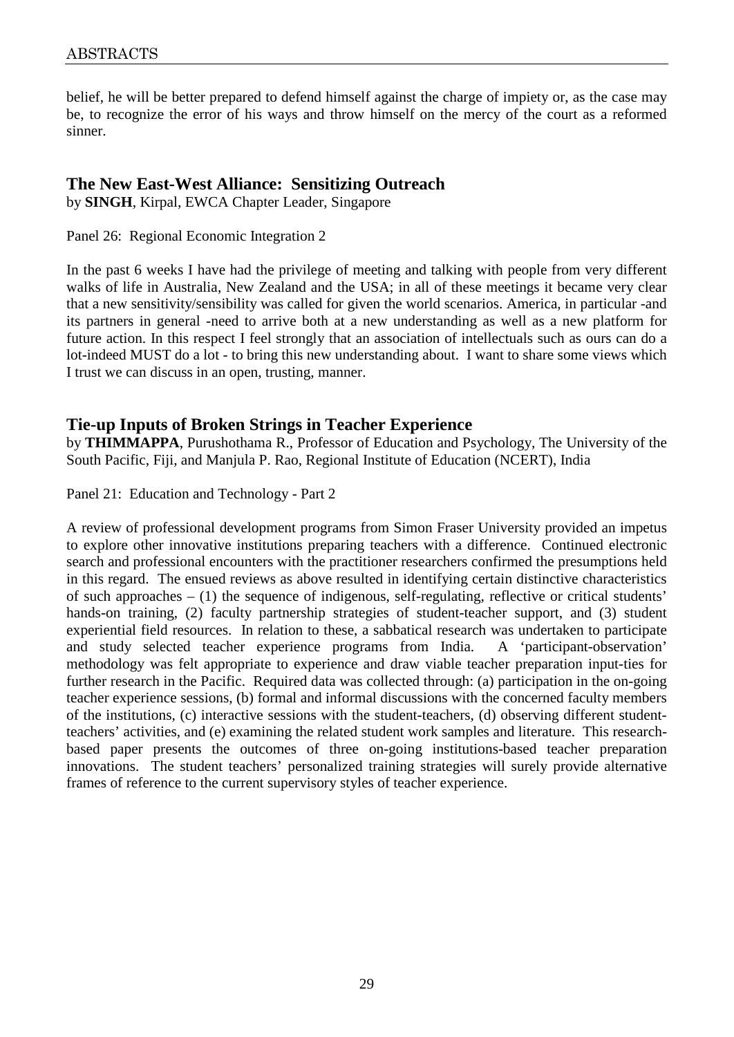belief, he will be better prepared to defend himself against the charge of impiety or, as the case may be, to recognize the error of his ways and throw himself on the mercy of the court as a reformed sinner.

## The New East-West Alliance: Sensitizing Outreach

by **SINGH**, Kirpal, EWCA Chapter Leader, Singapore

Panel 26: Regional Economic Integration 2

In the past 6 weeks I have had the privilege of meeting and talking with people from very different walks of life in Australia, New Zealand and the USA; in all of these meetings it became very clear that a new sensitivity/sensibility was called for given the world scenarios. America, in particular -and its partners in general -need to arrive both at a new understanding as well as a new platform for future action. In this respect I feel strongly that an association of intellectuals such as ours can do a lot-indeed MUST do a lot - to bring this new understanding about. I want to share some views which I trust we can discuss in an open, trusting, manner.

## Tie-up Inputs of Broken Strings in Teacher Experience

by **THIMMAPPA**, Purushothama R., Professor of Education and Psychology, The University of the South Pacific, Fiji, and Manjula P. Rao, Regional Institute of Education (NCERT), India

Panel 21: Education and Technology - Part 2

A review of professional development programs from Simon Fraser University provided an impetus to explore other innovative institutions preparing teachers with a difference. Continued electronic search and professional encounters with the practitioner researchers confirmed the presumptions held in this regard. The ensued reviews as above resulted in identifying certain distinctive characteristics of such approaches – (1) the sequence of indigenous, self-regulating, reflective or critical students' hands-on training, (2) faculty partnership strategies of student-teacher support, and (3) student experiential field resources. In relation to these, a sabbatical research was undertaken to participate and study selected teacher experience programs from India. A 'participant-observation' methodology was felt appropriate to experience and draw viable teacher preparation input-ties for further research in the Pacific. Required data was collected through: (a) participation in the on-going teacher experience sessions, (b) formal and informal discussions with the concerned faculty members of the institutions, (c) interactive sessions with the student-teachers, (d) observing different student-teachers' activities, and (e) examining the related student work samples and literature. This research-based paper presents the outcomes of three on-going institutions-based teacher preparation innovations. The student teachers' personalized training strategies will surely provide alternative frames of reference to the current supervisory styles of teacher experience.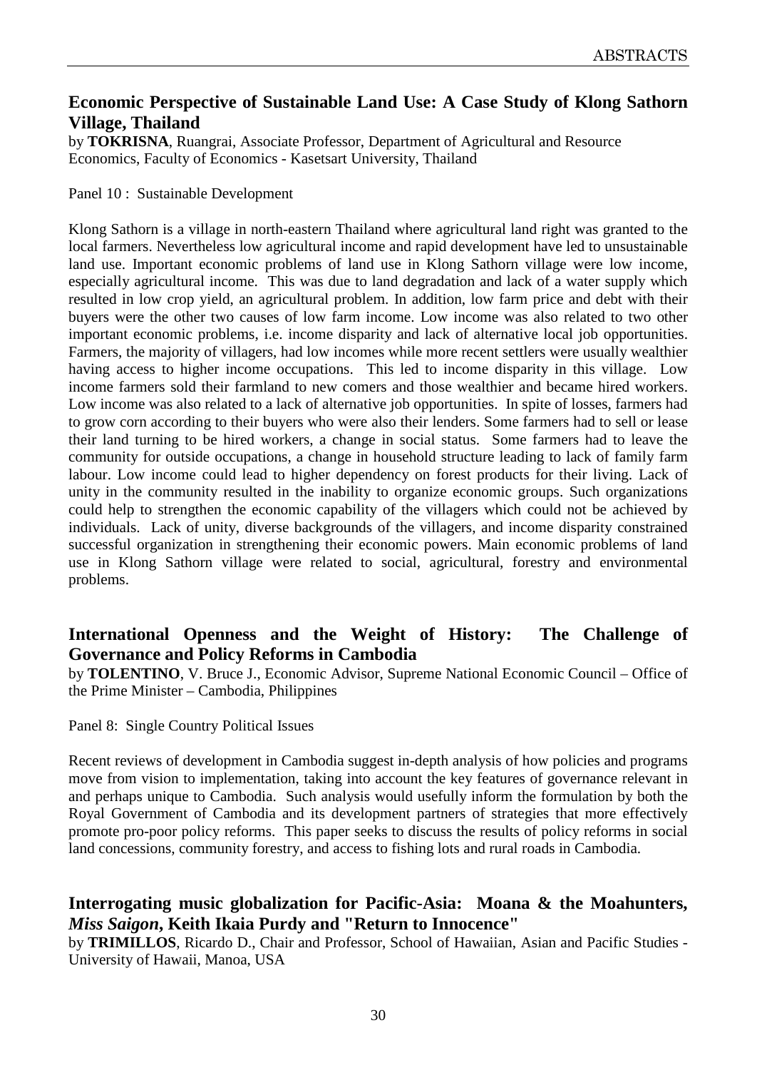## Economic Perspective of Sustainable Land Use: A Case Study of Klong Sathorn Village, Thailand

by **TOKRISNA**, Ruangrai, Associate Professor, Department of Agricultural and Resource Economics, Faculty of Economics - Kasetsart University, Thailand

Panel 10 : Sustainable Development

Klong Sathorn is a village in north-eastern Thailand where agricultural land right was granted to the local farmers. Nevertheless low agricultural income and rapid development have led to unsustainable land use. Important economic problems of land use in Klong Sathorn village were low income, especially agricultural income. This was due to land degradation and lack of a water supply which resulted in low crop yield, an agricultural problem. In addition, low farm price and debt with their buyers were the other two causes of low farm income. Low income was also related to two other important economic problems, i.e. income disparity and lack of alternative local job opportunities. Farmers, the majority of villagers, had low incomes while more recent settlers were usually wealthier having access to higher income occupations. This led to income disparity in this village. Low income farmers sold their farmland to new comers and those wealthier and became hired workers. Low income was also related to a lack of alternative job opportunities. In spite of losses, farmers had to grow corn according to their buyers who were also their lenders. Some farmers had to sell or lease their land turning to be hired workers, a change in social status. Some farmers had to leave the community for outside occupations, a change in household structure leading to lack of family farm labour. Low income could lead to higher dependency on forest products for their living. Lack of unity in the community resulted in the inability to organize economic groups. Such organizations could help to strengthen the economic capability of the villagers which could not be achieved by individuals. Lack of unity, diverse backgrounds of the villagers, and income disparity constrained successful organization in strengthening their economic powers. Main economic problems of land use in Klong Sathorn village were related to social, agricultural, forestry and environmental problems.

## International Openness and the Weight of History: The Challenge of Governance and Policy Reforms in Cambodia

by **TOLENTINO**, V. Bruce J., Economic Advisor, Supreme National Economic Council – Office of the Prime Minister – Cambodia, Philippines

Panel 8: Single Country Political Issues

Recent reviews of development in Cambodia suggest in-depth analysis of how policies and programs move from vision to implementation, taking into account the key features of governance relevant in and perhaps unique to Cambodia. Such analysis would usefully inform the formulation by both the Royal Government of Cambodia and its development partners of strategies that more effectively promote pro-poor policy reforms. This paper seeks to discuss the results of policy reforms in social land concessions, community forestry, and access to fishing lots and rural roads in Cambodia.

## Interrogating music globalization for Pacific-Asia: Moana & the Moahunters, *Miss Saigon*, Keith Ikaia Purdy and "Return to Innocence"

by **TRIMILLOS**, Ricardo D., Chair and Professor, School of Hawaiian, Asian and Pacific Studies - University of Hawaii, Manoa, USA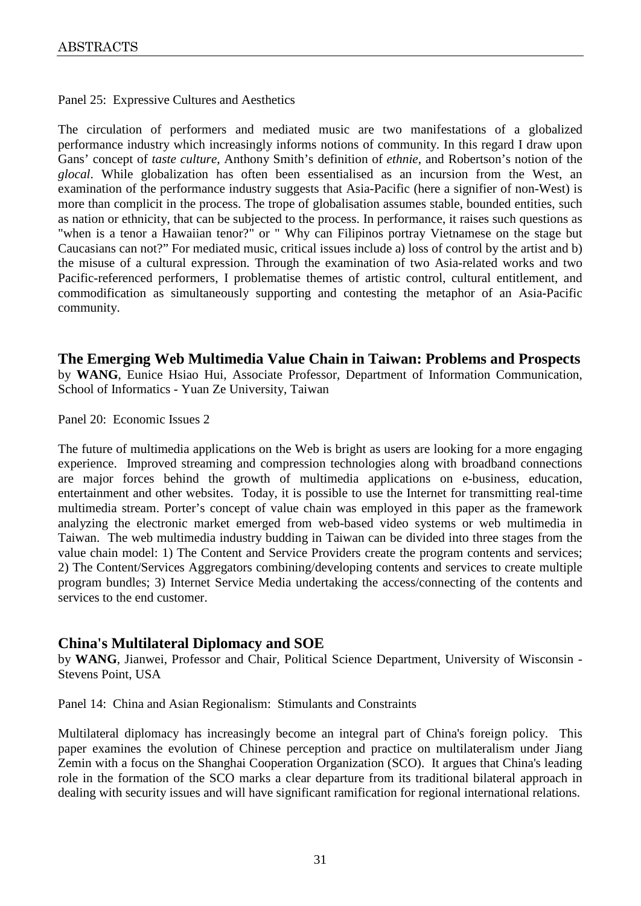Panel 25: Expressive Cultures and Aesthetics

The circulation of performers and mediated music are two manifestations of a globalized performance industry which increasingly informs notions of community. In this regard I draw upon Gans' concept of *taste culture*, Anthony Smith's definition of *ethnie*, and Robertson's notion of the *glocal*. While globalization has often been essentialised as an incursion from the West, an examination of the performance industry suggests that Asia-Pacific (here a signifier of non-West) is more than complicit in the process. The trope of globalisation assumes stable, bounded entities, such as nation or ethnicity, that can be subjected to the process. In performance, it raises such questions as "when is a tenor a Hawaiian tenor?" or " Why can Filipinos portray Vietnamese on the stage but Caucasians can not?" For mediated music, critical issues include a) loss of control by the artist and b) the misuse of a cultural expression. Through the examination of two Asia-related works and two Pacific-referenced performers, I problematise themes of artistic control, cultural entitlement, and commodification as simultaneously supporting and contesting the metaphor of an Asia-Pacific community.

## The Emerging Web Multimedia Value Chain in Taiwan: Problems and Prospects

by **WANG**, Eunice Hsiao Hui, Associate Professor, Department of Information Communication, School of Informatics - Yuan Ze University, Taiwan

Panel 20: Economic Issues 2

The future of multimedia applications on the Web is bright as users are looking for a more engaging experience. Improved streaming and compression technologies along with broadband connections are major forces behind the growth of multimedia applications on e-business, education, entertainment and other websites. Today, it is possible to use the Internet for transmitting real-time multimedia stream. Porter's concept of value chain was employed in this paper as the framework analyzing the electronic market emerged from web-based video systems or web multimedia in Taiwan. The web multimedia industry budding in Taiwan can be divided into three stages from the value chain model: 1) The Content and Service Providers create the program contents and services; 2) The Content/Services Aggregators combining/developing contents and services to create multiple program bundles; 3) Internet Service Media undertaking the access/connecting of the contents and services to the end customer.

## China's Multilateral Diplomacy and SOE

by **WANG**, Jianwei, Professor and Chair, Political Science Department, University of Wisconsin - Stevens Point, USA

Panel 14: China and Asian Regionalism: Stimulants and Constraints

Multilateral diplomacy has increasingly become an integral part of China's foreign policy. This paper examines the evolution of Chinese perception and practice on multilateralism under Jiang Zemin with a focus on the Shanghai Cooperation Organization (SCO). It argues that China's leading role in the formation of the SCO marks a clear departure from its traditional bilateral approach in dealing with security issues and will have significant ramification for regional international relations.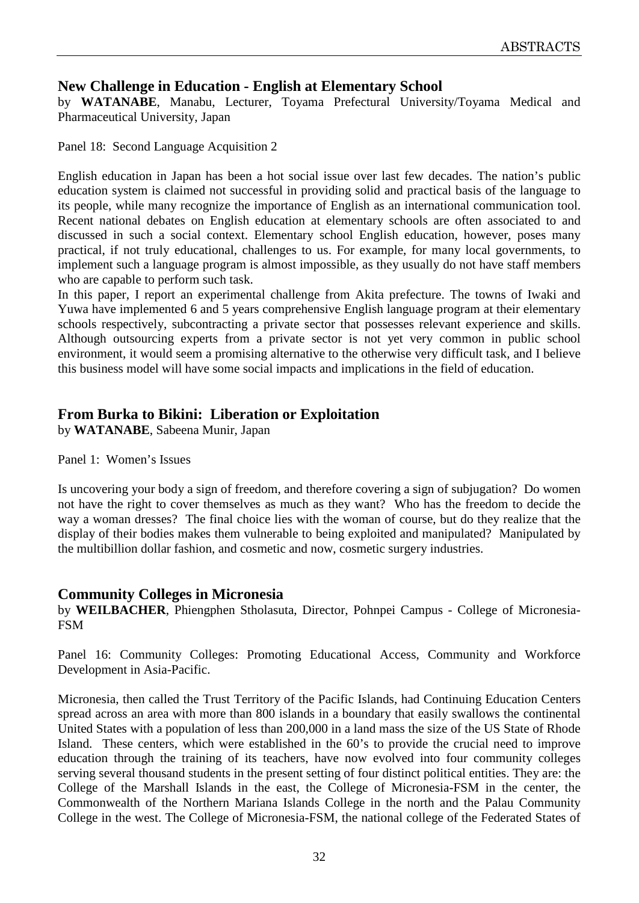## New Challenge in Education - English at Elementary School

by **WATANABE**, Manabu, Lecturer, Toyama Prefectural University/Toyama Medical and Pharmaceutical University, Japan

Panel 18: Second Language Acquisition 2

English education in Japan has been a hot social issue over last few decades. The nation's public education system is claimed not successful in providing solid and practical basis of the language to its people, while many recognize the importance of English as an international communication tool. Recent national debates on English education at elementary schools are often associated to and discussed in such a social context. Elementary school English education, however, poses many practical, if not truly educational, challenges to us. For example, for many local governments, to implement such a language program is almost impossible, as they usually do not have staff members who are capable to perform such task.

In this paper, I report an experimental challenge from Akita prefecture. The towns of Iwaki and Yuwa have implemented 6 and 5 years comprehensive English language program at their elementary schools respectively, subcontracting a private sector that possesses relevant experience and skills. Although outsourcing experts from a private sector is not yet very common in public school environment, it would seem a promising alternative to the otherwise very difficult task, and I believe this business model will have some social impacts and implications in the field of education.

## From Burka to Bikini: Liberation or Exploitation

by **WATANABE**, Sabeena Munir, Japan

Panel 1: Women's Issues

Is uncovering your body a sign of freedom, and therefore covering a sign of subjugation? Do women not have the right to cover themselves as much as they want? Who has the freedom to decide the way a woman dresses? The final choice lies with the woman of course, but do they realize that the display of their bodies makes them vulnerable to being exploited and manipulated? Manipulated by the multibillion dollar fashion, and cosmetic and now, cosmetic surgery industries.

## Community Colleges in Micronesia

by **WEILBACHER**, Phiengphen Stholasuta, Director, Pohnpei Campus - College of Micronesia-FSM

Panel 16: Community Colleges: Promoting Educational Access, Community and Workforce Development in Asia-Pacific.

Micronesia, then called the Trust Territory of the Pacific Islands, had Continuing Education Centers spread across an area with more than 800 islands in a boundary that easily swallows the continental United States with a population of less than 200,000 in a land mass the size of the US State of Rhode Island. These centers, which were established in the 60's to provide the crucial need to improve education through the training of its teachers, have now evolved into four community colleges serving several thousand students in the present setting of four distinct political entities. They are: the College of the Marshall Islands in the east, the College of Micronesia-FSM in the center, the Commonwealth of the Northern Mariana Islands College in the north and the Palau Community College in the west. The College of Micronesia-FSM, the national college of the Federated States of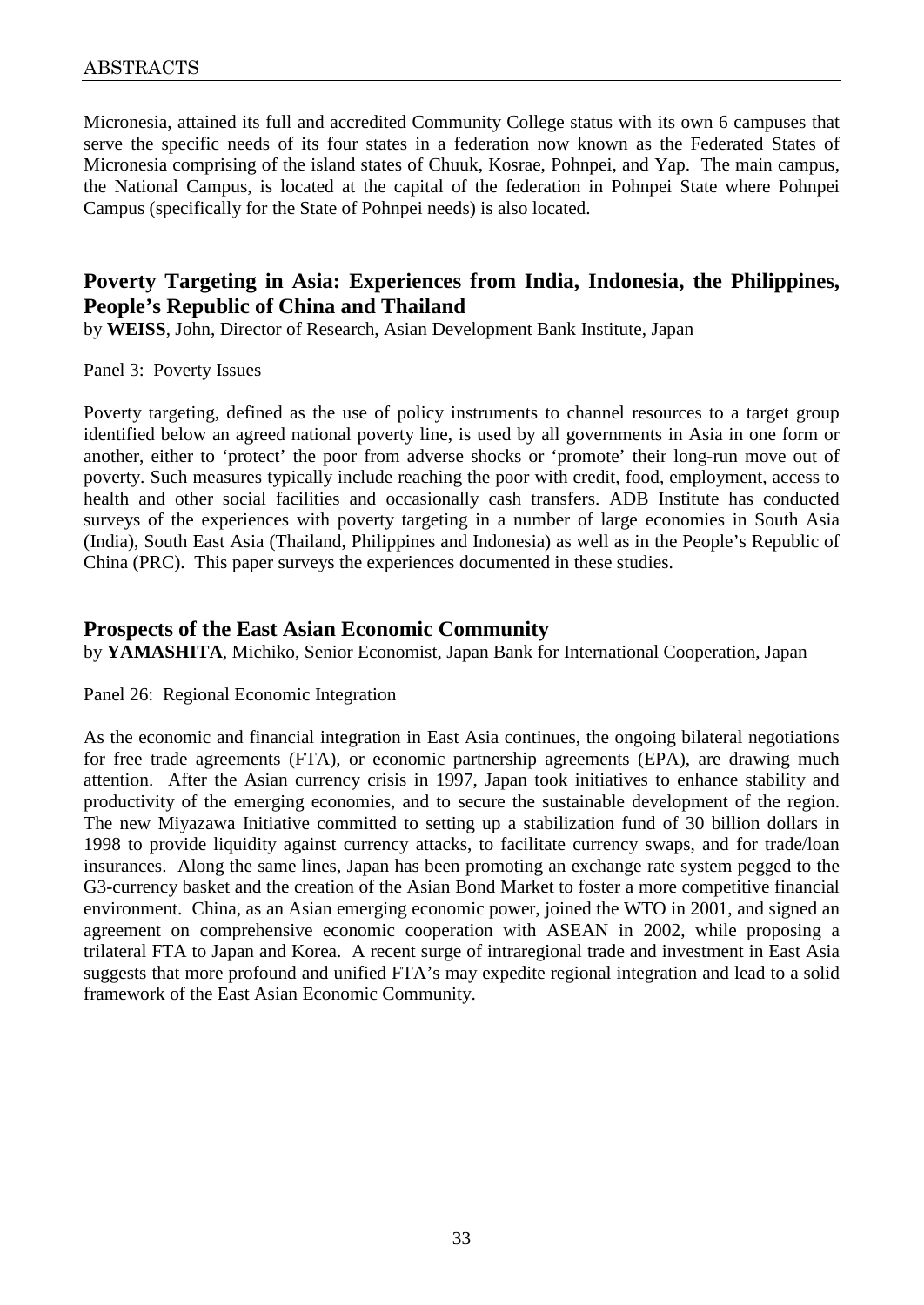Micronesia, attained its full and accredited Community College status with its own 6 campuses that serve the specific needs of its four states in a federation now known as the Federated States of Micronesia comprising of the island states of Chuuk, Kosrae, Pohnpei, and Yap. The main campus, the National Campus, is located at the capital of the federation in Pohnpei State where Pohnpei Campus (specifically for the State of Pohnpei needs) is also located.

## Poverty Targeting in Asia: Experiences from India, Indonesia, the Philippines, People's Republic of China and Thailand

by **WEISS**, John, Director of Research, Asian Development Bank Institute, Japan

Panel 3: Poverty Issues

Poverty targeting, defined as the use of policy instruments to channel resources to a target group identified below an agreed national poverty line, is used by all governments in Asia in one form or another, either to 'protect' the poor from adverse shocks or 'promote' their long-run move out of poverty. Such measures typically include reaching the poor with credit, food, employment, access to health and other social facilities and occasionally cash transfers. ADB Institute has conducted surveys of the experiences with poverty targeting in a number of large economies in South Asia (India), South East Asia (Thailand, Philippines and Indonesia) as well as in the People's Republic of China (PRC). This paper surveys the experiences documented in these studies.

## Prospects of the East Asian Economic Community

by **YAMASHITA**, Michiko, Senior Economist, Japan Bank for International Cooperation, Japan

Panel 26: Regional Economic Integration

As the economic and financial integration in East Asia continues, the ongoing bilateral negotiations for free trade agreements (FTA), or economic partnership agreements (EPA), are drawing much attention. After the Asian currency crisis in 1997, Japan took initiatives to enhance stability and productivity of the emerging economies, and to secure the sustainable development of the region. The new Miyazawa Initiative committed to setting up a stabilization fund of 30 billion dollars in 1998 to provide liquidity against currency attacks, to facilitate currency swaps, and for trade/loan insurances. Along the same lines, Japan has been promoting an exchange rate system pegged to the G3-currency basket and the creation of the Asian Bond Market to foster a more competitive financial environment. China, as an Asian emerging economic power, joined the WTO in 2001, and signed an agreement on comprehensive economic cooperation with ASEAN in 2002, while proposing a trilateral FTA to Japan and Korea. A recent surge of intraregional trade and investment in East Asia suggests that more profound and unified FTA's may expedite regional integration and lead to a solid framework of the East Asian Economic Community.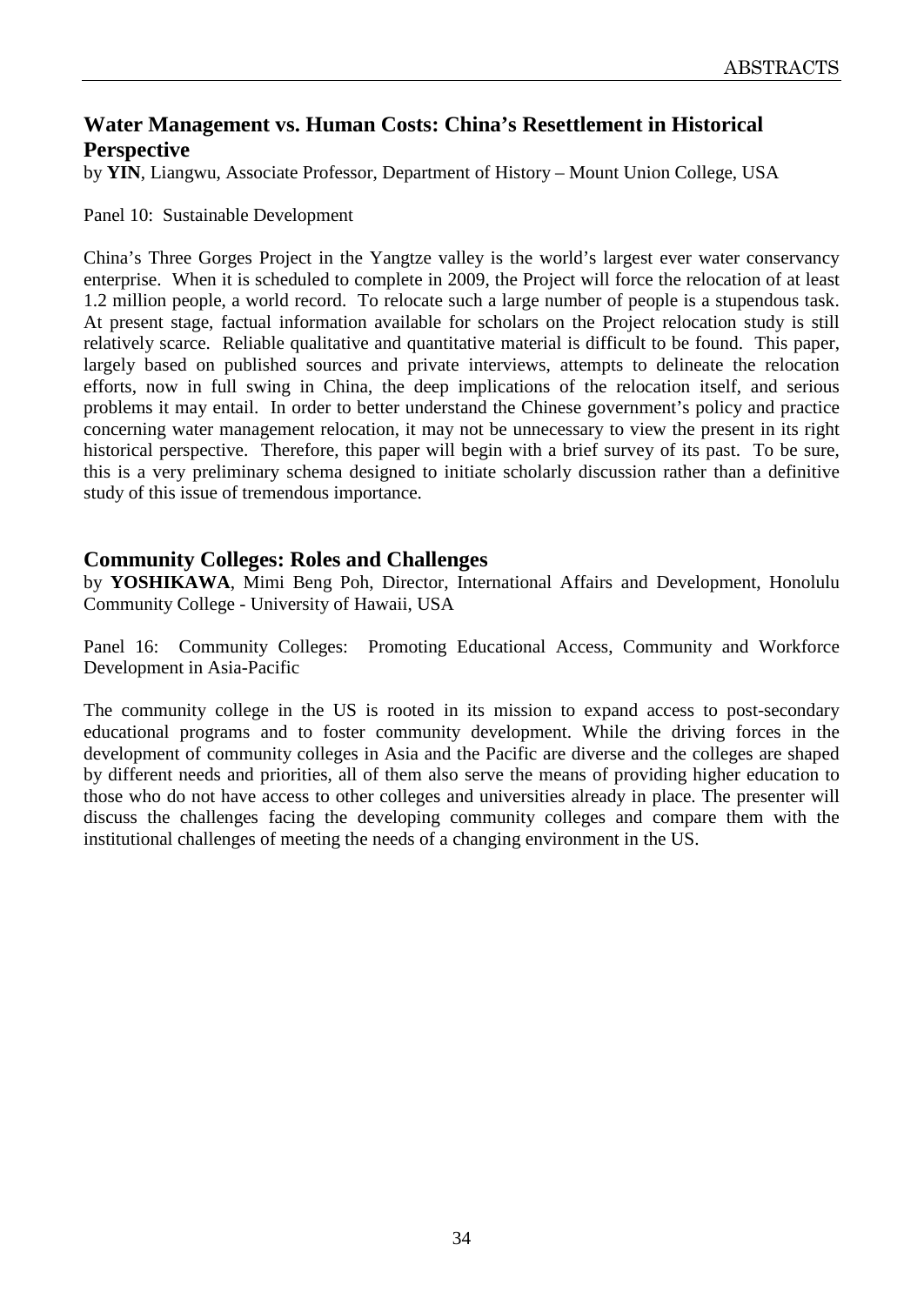## Water Management vs. Human Costs: China's Resettlement in Historical Perspective

by **YIN**, Liangwu, Associate Professor, Department of History – Mount Union College, USA

Panel 10: Sustainable Development

China's Three Gorges Project in the Yangtze valley is the world's largest ever water conservancy enterprise. When it is scheduled to complete in 2009, the Project will force the relocation of at least 1.2 million people, a world record. To relocate such a large number of people is a stupendous task. At present stage, factual information available for scholars on the Project relocation study is still relatively scarce. Reliable qualitative and quantitative material is difficult to be found. This paper, largely based on published sources and private interviews, attempts to delineate the relocation efforts, now in full swing in China, the deep implications of the relocation itself, and serious problems it may entail. In order to better understand the Chinese government's policy and practice concerning water management relocation, it may not be unnecessary to view the present in its right historical perspective. Therefore, this paper will begin with a brief survey of its past. To be sure, this is a very preliminary schema designed to initiate scholarly discussion rather than a definitive study of this issue of tremendous importance.

## Community Colleges: Roles and Challenges

by **YOSHIKAWA**, Mimi Beng Poh, Director, International Affairs and Development, Honolulu Community College - University of Hawaii, USA

Panel 16: Community Colleges: Promoting Educational Access, Community and Workforce Development in Asia-Pacific

The community college in the US is rooted in its mission to expand access to post-secondary educational programs and to foster community development. While the driving forces in the development of community colleges in Asia and the Pacific are diverse and the colleges are shaped by different needs and priorities, all of them also serve the means of providing higher education to those who do not have access to other colleges and universities already in place. The presenter will discuss the challenges facing the developing community colleges and compare them with the institutional challenges of meeting the needs of a changing environment in the US.